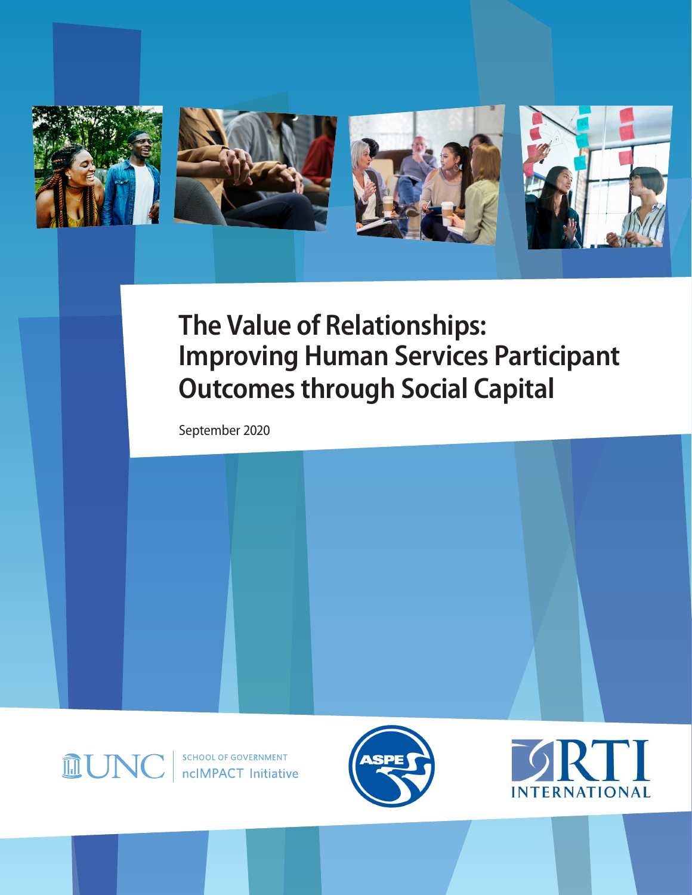# The Value of Relationships: Improving Human Services Participant Outcomes through Social Capital

September 2020

UNC SCHOOL OF GOVERNMENT ncIMPACT Initiative

ASPE

RTI INTERNATIONAL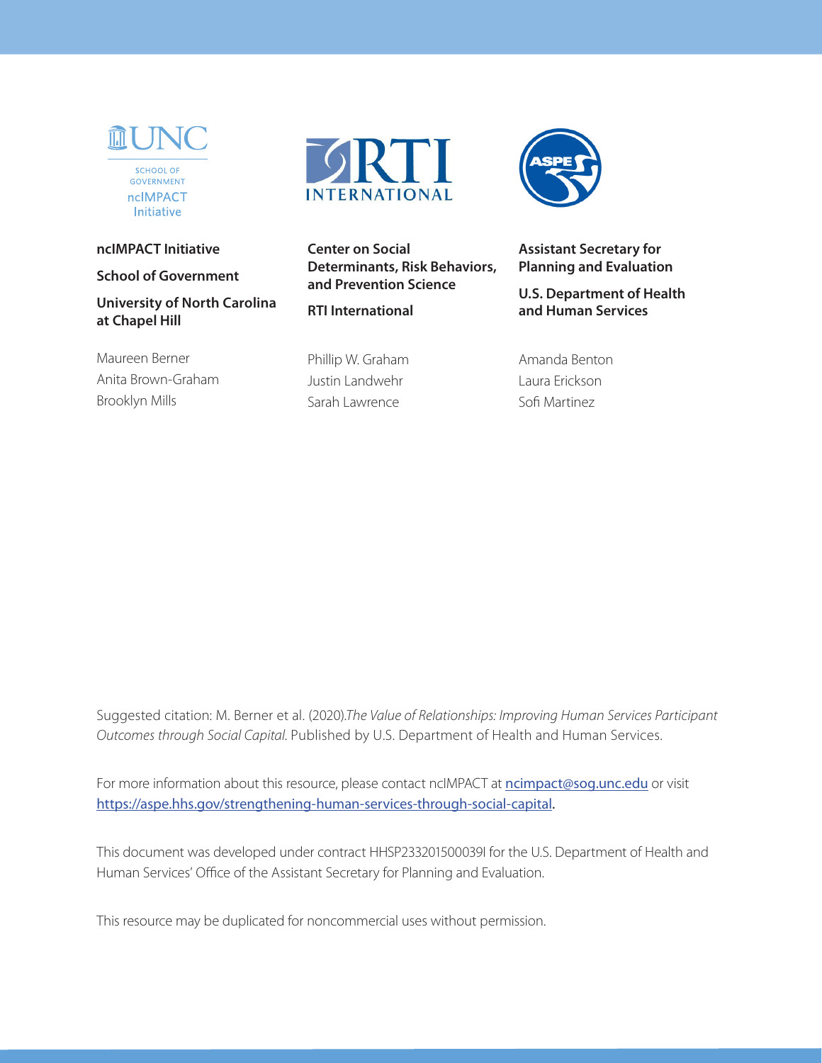**ncIMPACT Initiative**

**School of Government**

**University of North Carolina at Chapel Hill**

Maureen Berner
Anita Brown-Graham
Brooklyn Mills

**Center on Social Determinants, Risk Behaviors, and Prevention Science**

**RTI International**

Phillip W. Graham
Justin Landwehr
Sarah Lawrence

**Assistant Secretary for Planning and Evaluation**

**U.S. Department of Health and Human Services**

Amanda Benton
Laura Erickson
Sofi Martinez

Suggested citation: M. Berner et al. (2020). *The Value of Relationships: Improving Human Services Participant Outcomes through Social Capital*. Published by U.S. Department of Health and Human Services.

For more information about this resource, please contact ncIMPACT at ncimpact@sog.unc.edu or visit https://aspe.hhs.gov/strengthening-human-services-through-social-capital.

This document was developed under contract HHSP233201500039I for the U.S. Department of Health and Human Services' Office of the Assistant Secretary for Planning and Evaluation.

This resource may be duplicated for noncommercial uses without permission.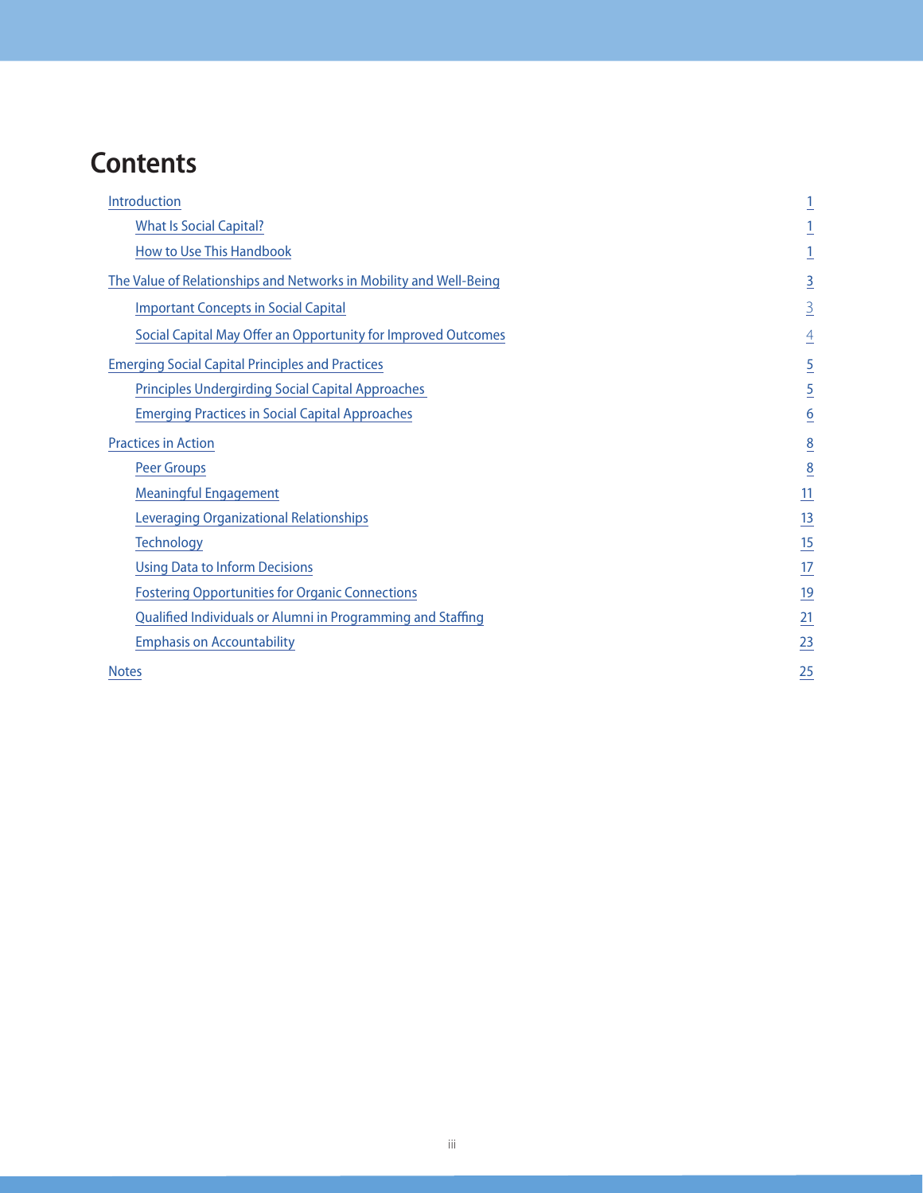# Contents

- Introduction — 1
  - What Is Social Capital? — 1
  - How to Use This Handbook — 1
- The Value of Relationships and Networks in Mobility and Well-Being — 3
  - Important Concepts in Social Capital — 3
  - Social Capital May Offer an Opportunity for Improved Outcomes — 4
- Emerging Social Capital Principles and Practices — 5
  - Principles Undergirding Social Capital Approaches — 5
  - Emerging Practices in Social Capital Approaches — 6
- Practices in Action — 8
  - Peer Groups — 8
  - Meaningful Engagement — 11
  - Leveraging Organizational Relationships — 13
  - Technology — 15
  - Using Data to Inform Decisions — 17
  - Fostering Opportunities for Organic Connections — 19
  - Qualified Individuals or Alumni in Programming and Staffing — 21
  - Emphasis on Accountability — 23
- Notes — 25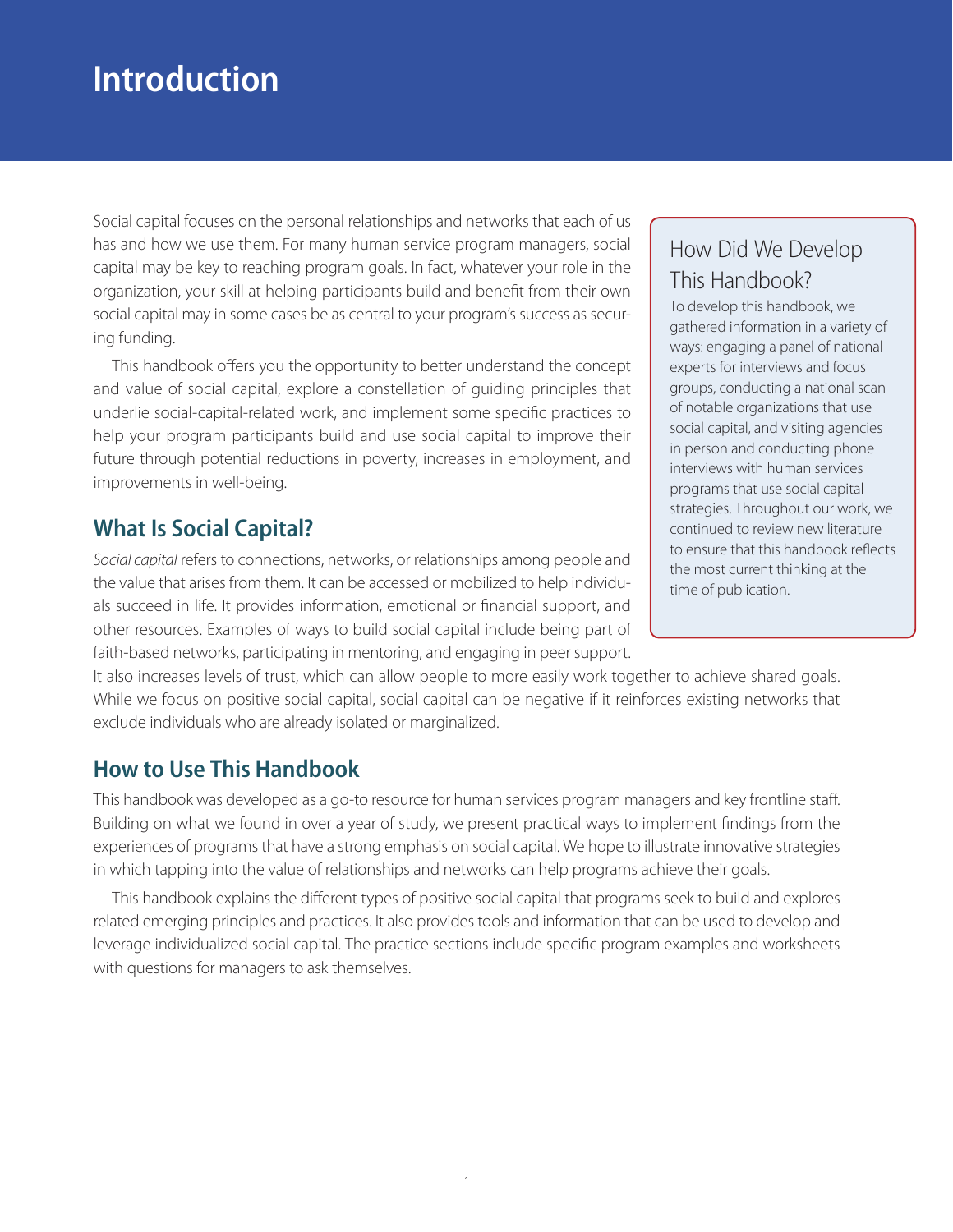# Introduction

Social capital focuses on the personal relationships and networks that each of us has and how we use them. For many human service program managers, social capital may be key to reaching program goals. In fact, whatever your role in the organization, your skill at helping participants build and benefit from their own social capital may in some cases be as central to your program's success as securing funding.

This handbook offers you the opportunity to better understand the concept and value of social capital, explore a constellation of guiding principles that underlie social-capital-related work, and implement some specific practices to help your program participants build and use social capital to improve their future through potential reductions in poverty, increases in employment, and improvements in well-being.

> ### How Did We Develop This Handbook?
>
> To develop this handbook, we gathered information in a variety of ways: engaging a panel of national experts for interviews and focus groups, conducting a national scan of notable organizations that use social capital, and visiting agencies in person and conducting phone interviews with human services programs that use social capital strategies. Throughout our work, we continued to review new literature to ensure that this handbook reflects the most current thinking at the time of publication.

## What Is Social Capital?

*Social capital* refers to connections, networks, or relationships among people and the value that arises from them. It can be accessed or mobilized to help individuals succeed in life. It provides information, emotional or financial support, and other resources. Examples of ways to build social capital include being part of faith-based networks, participating in mentoring, and engaging in peer support. It also increases levels of trust, which can allow people to more easily work together to achieve shared goals. While we focus on positive social capital, social capital can be negative if it reinforces existing networks that exclude individuals who are already isolated or marginalized.

## How to Use This Handbook

This handbook was developed as a go-to resource for human services program managers and key frontline staff. Building on what we found in over a year of study, we present practical ways to implement findings from the experiences of programs that have a strong emphasis on social capital. We hope to illustrate innovative strategies in which tapping into the value of relationships and networks can help programs achieve their goals.

This handbook explains the different types of positive social capital that programs seek to build and explores related emerging principles and practices. It also provides tools and information that can be used to develop and leverage individualized social capital. The practice sections include specific program examples and worksheets with questions for managers to ask themselves.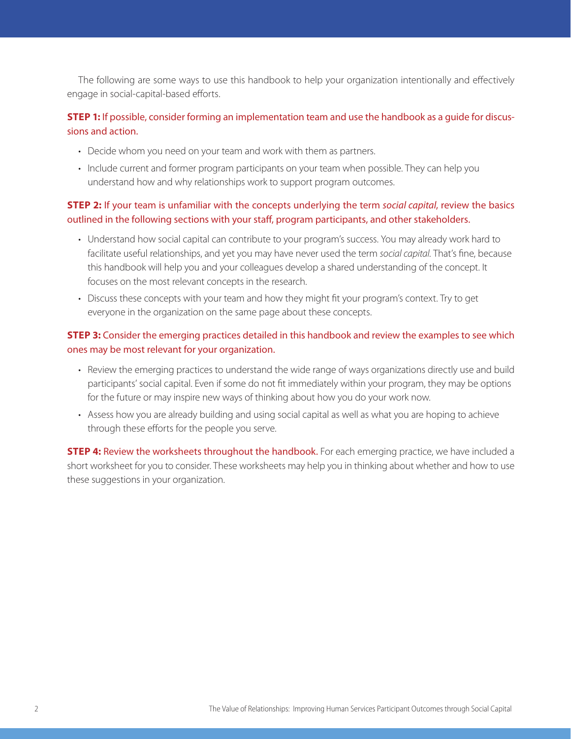The following are some ways to use this handbook to help your organization intentionally and effectively engage in social-capital-based efforts.

**STEP 1:** If possible, consider forming an implementation team and use the handbook as a guide for discussions and action.

- Decide whom you need on your team and work with them as partners.
- Include current and former program participants on your team when possible. They can help you understand how and why relationships work to support program outcomes.

**STEP 2:** If your team is unfamiliar with the concepts underlying the term *social capital*, review the basics outlined in the following sections with your staff, program participants, and other stakeholders.

- Understand how social capital can contribute to your program's success. You may already work hard to facilitate useful relationships, and yet you may have never used the term *social capital*. That's fine, because this handbook will help you and your colleagues develop a shared understanding of the concept. It focuses on the most relevant concepts in the research.
- Discuss these concepts with your team and how they might fit your program's context. Try to get everyone in the organization on the same page about these concepts.

**STEP 3:** Consider the emerging practices detailed in this handbook and review the examples to see which ones may be most relevant for your organization.

- Review the emerging practices to understand the wide range of ways organizations directly use and build participants' social capital. Even if some do not fit immediately within your program, they may be options for the future or may inspire new ways of thinking about how you do your work now.
- Assess how you are already building and using social capital as well as what you are hoping to achieve through these efforts for the people you serve.

**STEP 4:** Review the worksheets throughout the handbook. For each emerging practice, we have included a short worksheet for you to consider. These worksheets may help you in thinking about whether and how to use these suggestions in your organization.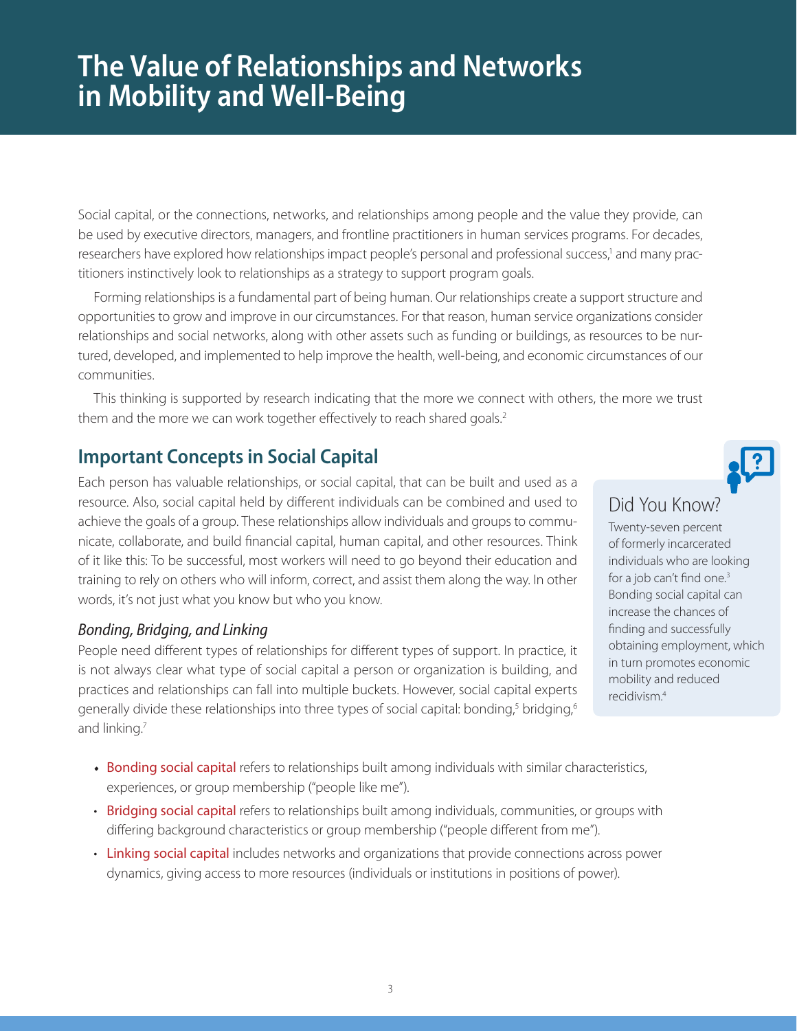# The Value of Relationships and Networks in Mobility and Well-Being

Social capital, or the connections, networks, and relationships among people and the value they provide, can be used by executive directors, managers, and frontline practitioners in human services programs. For decades, researchers have explored how relationships impact people's personal and professional success,[1] and many practitioners instinctively look to relationships as a strategy to support program goals.

Forming relationships is a fundamental part of being human. Our relationships create a support structure and opportunities to grow and improve in our circumstances. For that reason, human service organizations consider relationships and social networks, along with other assets such as funding or buildings, as resources to be nurtured, developed, and implemented to help improve the health, well-being, and economic circumstances of our communities.

This thinking is supported by research indicating that the more we connect with others, the more we trust them and the more we can work together effectively to reach shared goals.[2]

## Important Concepts in Social Capital

Each person has valuable relationships, or social capital, that can be built and used as a resource. Also, social capital held by different individuals can be combined and used to achieve the goals of a group. These relationships allow individuals and groups to communicate, collaborate, and build financial capital, human capital, and other resources. Think of it like this: To be successful, most workers will need to go beyond their education and training to rely on others who will inform, correct, and assist them along the way. In other words, it's not just what you know but who you know.

### Did You Know?

Twenty-seven percent of formerly incarcerated individuals who are looking for a job can't find one.[3] Bonding social capital can increase the chances of finding and successfully obtaining employment, which in turn promotes economic mobility and reduced recidivism.[4]

### *Bonding, Bridging, and Linking*

People need different types of relationships for different types of support. In practice, it is not always clear what type of social capital a person or organization is building, and practices and relationships can fall into multiple buckets. However, social capital experts generally divide these relationships into three types of social capital: bonding,[5] bridging,[6] and linking.[7]

- Bonding social capital refers to relationships built among individuals with similar characteristics, experiences, or group membership ("people like me").
- Bridging social capital refers to relationships built among individuals, communities, or groups with differing background characteristics or group membership ("people different from me").
- Linking social capital includes networks and organizations that provide connections across power dynamics, giving access to more resources (individuals or institutions in positions of power).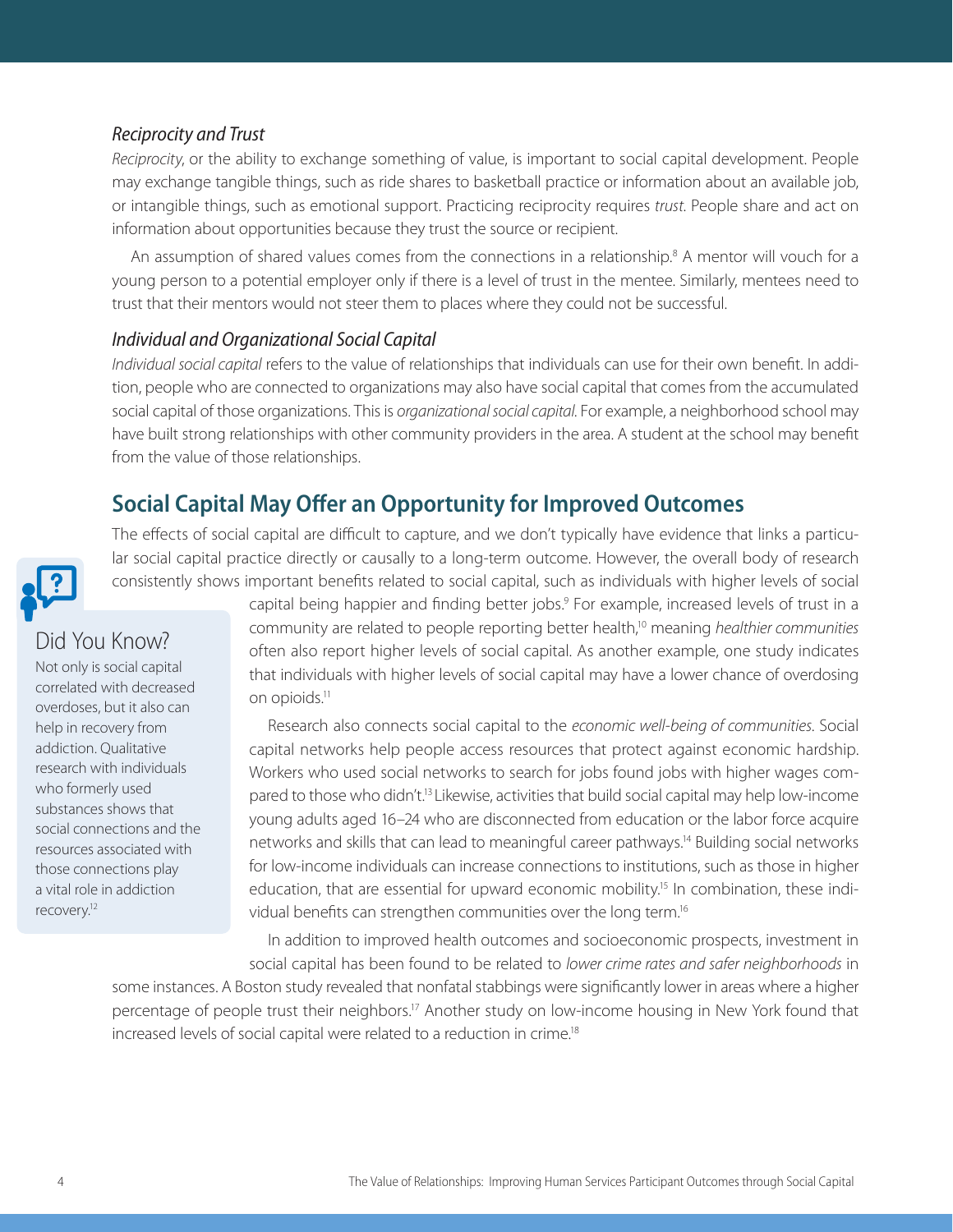### *Reciprocity and Trust*

*Reciprocity*, or the ability to exchange something of value, is important to social capital development. People may exchange tangible things, such as ride shares to basketball practice or information about an available job, or intangible things, such as emotional support. Practicing reciprocity requires *trust*. People share and act on information about opportunities because they trust the source or recipient.

An assumption of shared values comes from the connections in a relationship.[8] A mentor will vouch for a young person to a potential employer only if there is a level of trust in the mentee. Similarly, mentees need to trust that their mentors would not steer them to places where they could not be successful.

### *Individual and Organizational Social Capital*

*Individual social capital* refers to the value of relationships that individuals can use for their own benefit. In addition, people who are connected to organizations may also have social capital that comes from the accumulated social capital of those organizations. This is *organizational social capital*. For example, a neighborhood school may have built strong relationships with other community providers in the area. A student at the school may benefit from the value of those relationships.

## Social Capital May Offer an Opportunity for Improved Outcomes

The effects of social capital are difficult to capture, and we don't typically have evidence that links a particular social capital practice directly or causally to a long-term outcome. However, the overall body of research consistently shows important benefits related to social capital, such as individuals with higher levels of social capital being happier and finding better jobs.[9] For example, increased levels of trust in a community are related to people reporting better health,[10] meaning *healthier communities* often also report higher levels of social capital. As another example, one study indicates that individuals with higher levels of social capital may have a lower chance of overdosing on opioids.[11]

> **Did You Know?**
>
> Not only is social capital correlated with decreased overdoses, but it also can help in recovery from addiction. Qualitative research with individuals who formerly used substances shows that social connections and the resources associated with those connections play a vital role in addiction recovery.[12]

Research also connects social capital to the *economic well-being of communities*. Social capital networks help people access resources that protect against economic hardship. Workers who used social networks to search for jobs found jobs with higher wages compared to those who didn't.[13] Likewise, activities that build social capital may help low-income young adults aged 16–24 who are disconnected from education or the labor force acquire networks and skills that can lead to meaningful career pathways.[14] Building social networks for low-income individuals can increase connections to institutions, such as those in higher education, that are essential for upward economic mobility.[15] In combination, these individual benefits can strengthen communities over the long term.[16]

In addition to improved health outcomes and socioeconomic prospects, investment in social capital has been found to be related to *lower crime rates and safer neighborhoods* in some instances. A Boston study revealed that nonfatal stabbings were significantly lower in areas where a higher percentage of people trust their neighbors.[17] Another study on low-income housing in New York found that increased levels of social capital were related to a reduction in crime.[18]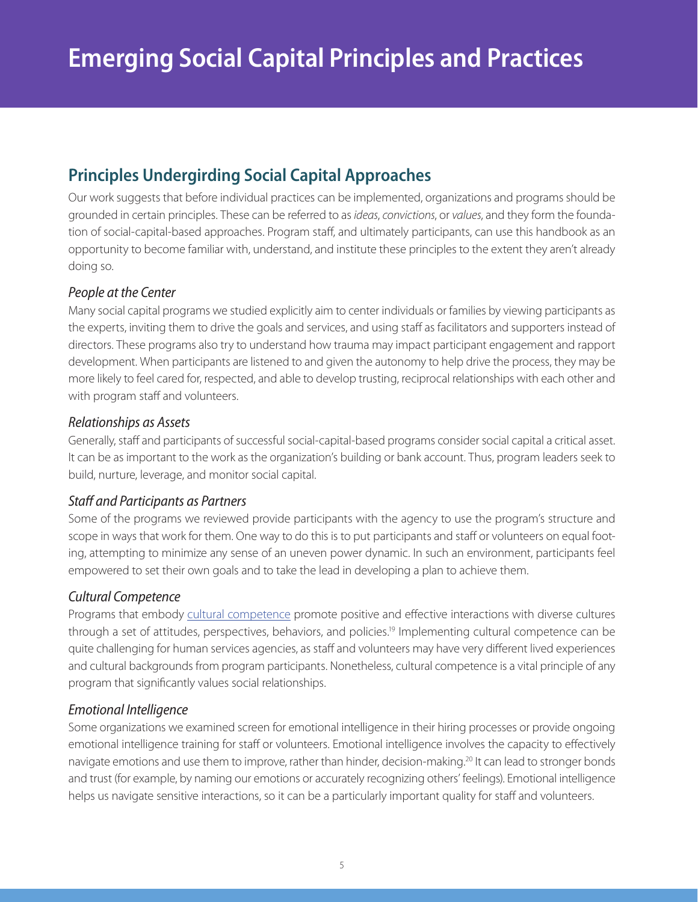# Emerging Social Capital Principles and Practices

## Principles Undergirding Social Capital Approaches

Our work suggests that before individual practices can be implemented, organizations and programs should be grounded in certain principles. These can be referred to as *ideas*, *convictions*, or *values*, and they form the foundation of social-capital-based approaches. Program staff, and ultimately participants, can use this handbook as an opportunity to become familiar with, understand, and institute these principles to the extent they aren't already doing so.

### *People at the Center*

Many social capital programs we studied explicitly aim to center individuals or families by viewing participants as the experts, inviting them to drive the goals and services, and using staff as facilitators and supporters instead of directors. These programs also try to understand how trauma may impact participant engagement and rapport development. When participants are listened to and given the autonomy to help drive the process, they may be more likely to feel cared for, respected, and able to develop trusting, reciprocal relationships with each other and with program staff and volunteers.

### *Relationships as Assets*

Generally, staff and participants of successful social-capital-based programs consider social capital a critical asset. It can be as important to the work as the organization's building or bank account. Thus, program leaders seek to build, nurture, leverage, and monitor social capital.

### *Staff and Participants as Partners*

Some of the programs we reviewed provide participants with the agency to use the program's structure and scope in ways that work for them. One way to do this is to put participants and staff or volunteers on equal footing, attempting to minimize any sense of an uneven power dynamic. In such an environment, participants feel empowered to set their own goals and to take the lead in developing a plan to achieve them.

### *Cultural Competence*

Programs that embody cultural competence promote positive and effective interactions with diverse cultures through a set of attitudes, perspectives, behaviors, and policies.[19] Implementing cultural competence can be quite challenging for human services agencies, as staff and volunteers may have very different lived experiences and cultural backgrounds from program participants. Nonetheless, cultural competence is a vital principle of any program that significantly values social relationships.

### *Emotional Intelligence*

Some organizations we examined screen for emotional intelligence in their hiring processes or provide ongoing emotional intelligence training for staff or volunteers. Emotional intelligence involves the capacity to effectively navigate emotions and use them to improve, rather than hinder, decision-making.[20] It can lead to stronger bonds and trust (for example, by naming our emotions or accurately recognizing others' feelings). Emotional intelligence helps us navigate sensitive interactions, so it can be a particularly important quality for staff and volunteers.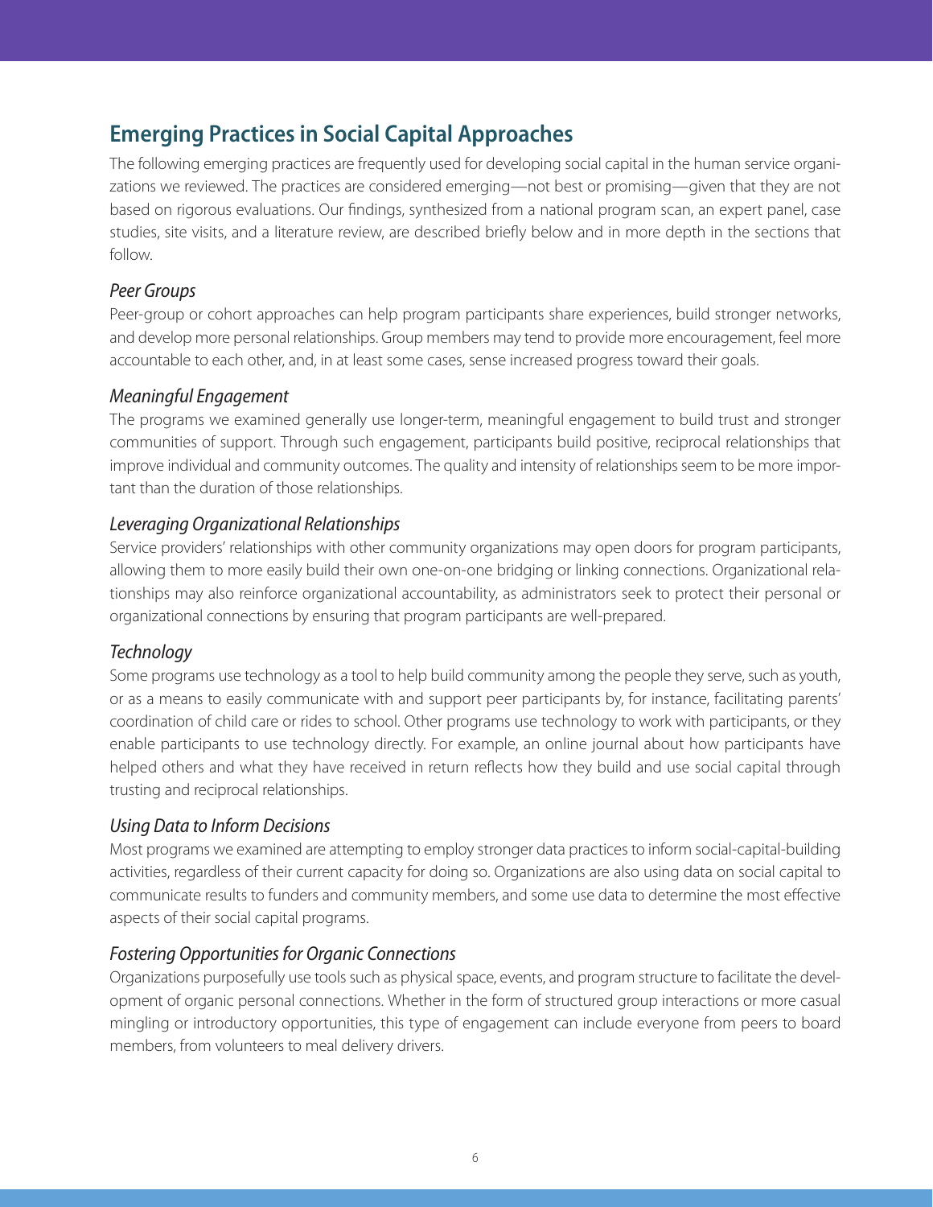## Emerging Practices in Social Capital Approaches

The following emerging practices are frequently used for developing social capital in the human service organizations we reviewed. The practices are considered emerging—not best or promising—given that they are not based on rigorous evaluations. Our findings, synthesized from a national program scan, an expert panel, case studies, site visits, and a literature review, are described briefly below and in more depth in the sections that follow.

### *Peer Groups*

Peer-group or cohort approaches can help program participants share experiences, build stronger networks, and develop more personal relationships. Group members may tend to provide more encouragement, feel more accountable to each other, and, in at least some cases, sense increased progress toward their goals.

### *Meaningful Engagement*

The programs we examined generally use longer-term, meaningful engagement to build trust and stronger communities of support. Through such engagement, participants build positive, reciprocal relationships that improve individual and community outcomes. The quality and intensity of relationships seem to be more important than the duration of those relationships.

### *Leveraging Organizational Relationships*

Service providers' relationships with other community organizations may open doors for program participants, allowing them to more easily build their own one-on-one bridging or linking connections. Organizational relationships may also reinforce organizational accountability, as administrators seek to protect their personal or organizational connections by ensuring that program participants are well-prepared.

### *Technology*

Some programs use technology as a tool to help build community among the people they serve, such as youth, or as a means to easily communicate with and support peer participants by, for instance, facilitating parents' coordination of child care or rides to school. Other programs use technology to work with participants, or they enable participants to use technology directly. For example, an online journal about how participants have helped others and what they have received in return reflects how they build and use social capital through trusting and reciprocal relationships.

### *Using Data to Inform Decisions*

Most programs we examined are attempting to employ stronger data practices to inform social-capital-building activities, regardless of their current capacity for doing so. Organizations are also using data on social capital to communicate results to funders and community members, and some use data to determine the most effective aspects of their social capital programs.

### *Fostering Opportunities for Organic Connections*

Organizations purposefully use tools such as physical space, events, and program structure to facilitate the development of organic personal connections. Whether in the form of structured group interactions or more casual mingling or introductory opportunities, this type of engagement can include everyone from peers to board members, from volunteers to meal delivery drivers.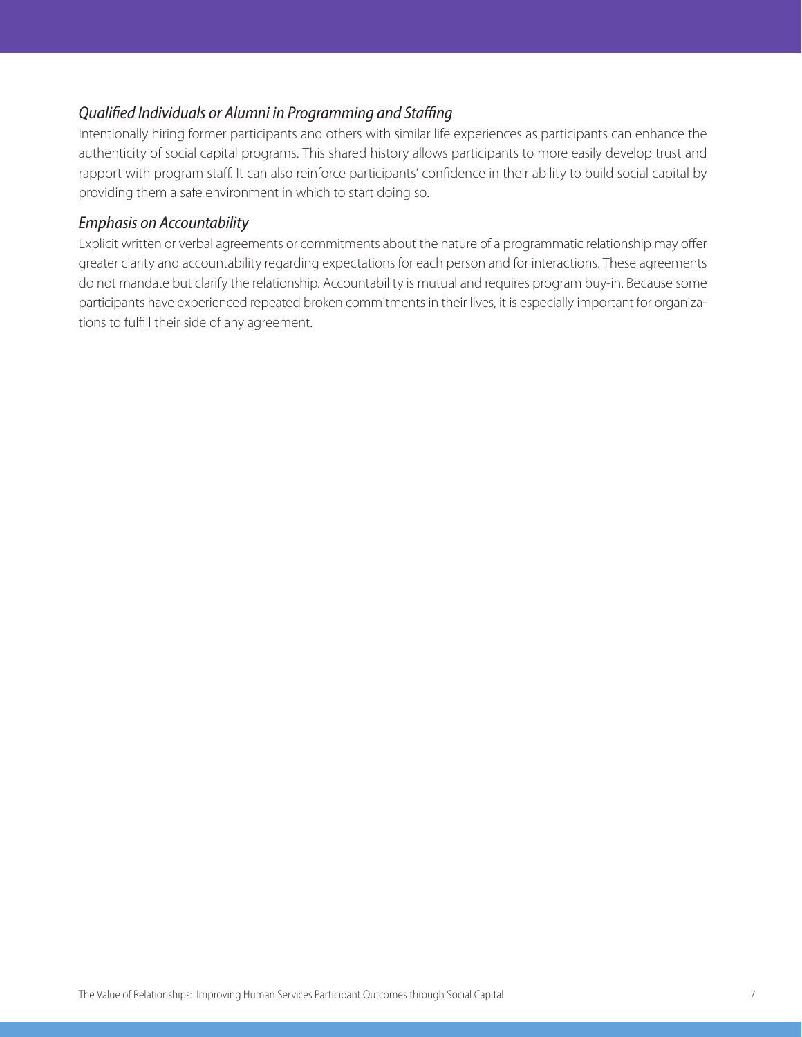### *Qualified Individuals or Alumni in Programming and Staffing*

Intentionally hiring former participants and others with similar life experiences as participants can enhance the authenticity of social capital programs. This shared history allows participants to more easily develop trust and rapport with program staff. It can also reinforce participants' confidence in their ability to build social capital by providing them a safe environment in which to start doing so.

### *Emphasis on Accountability*

Explicit written or verbal agreements or commitments about the nature of a programmatic relationship may offer greater clarity and accountability regarding expectations for each person and for interactions. These agreements do not mandate but clarify the relationship. Accountability is mutual and requires program buy-in. Because some participants have experienced repeated broken commitments in their lives, it is especially important for organizations to fulfill their side of any agreement.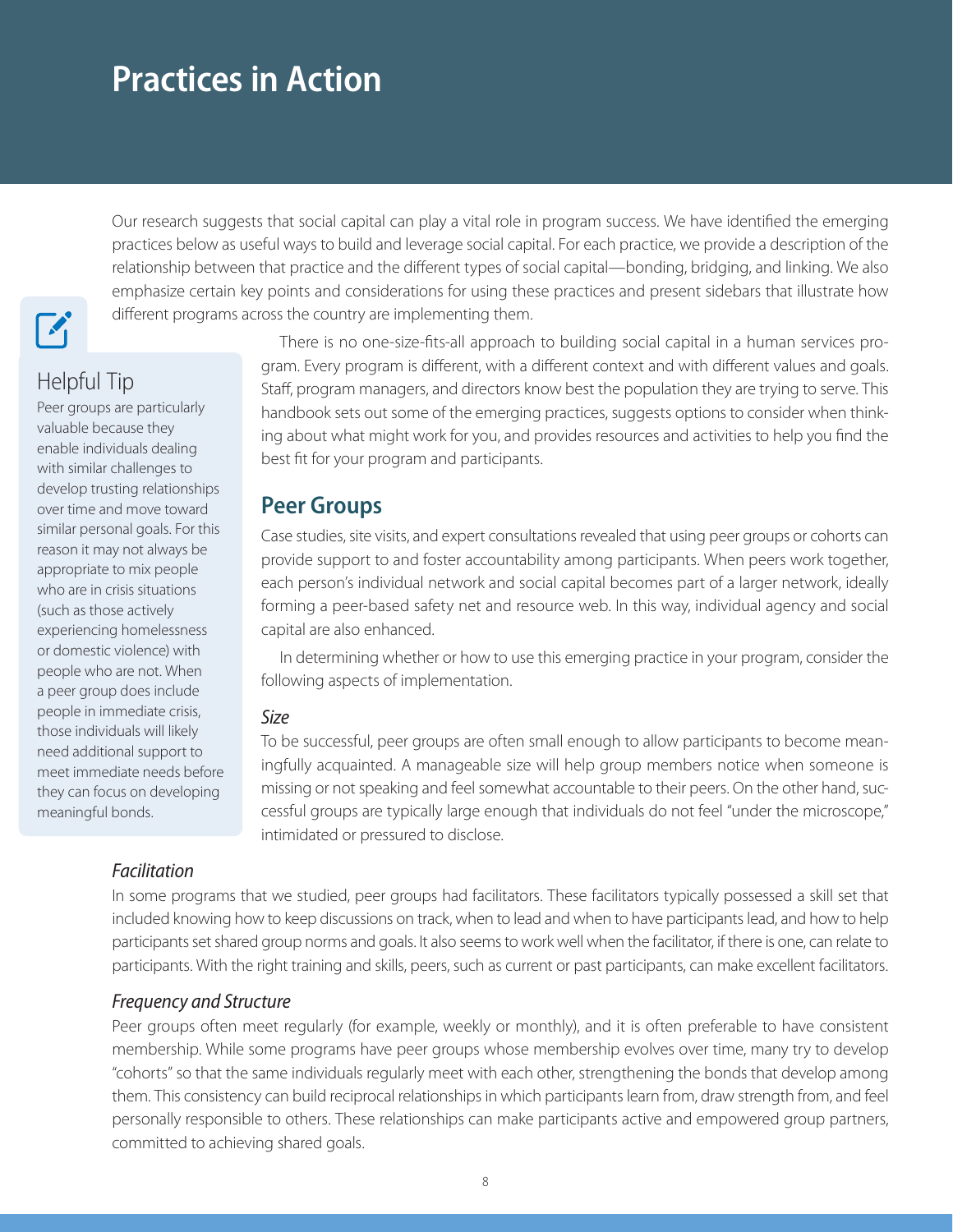# Practices in Action

Our research suggests that social capital can play a vital role in program success. We have identified the emerging practices below as useful ways to build and leverage social capital. For each practice, we provide a description of the relationship between that practice and the different types of social capital—bonding, bridging, and linking. We also emphasize certain key points and considerations for using these practices and present sidebars that illustrate how different programs across the country are implementing them.

> **Helpful Tip**
>
> Peer groups are particularly valuable because they enable individuals dealing with similar challenges to develop trusting relationships over time and move toward similar personal goals. For this reason it may not always be appropriate to mix people who are in crisis situations (such as those actively experiencing homelessness or domestic violence) with people who are not. When a peer group does include people in immediate crisis, those individuals will likely need additional support to meet immediate needs before they can focus on developing meaningful bonds.

There is no one-size-fits-all approach to building social capital in a human services program. Every program is different, with a different context and with different values and goals. Staff, program managers, and directors know best the population they are trying to serve. This handbook sets out some of the emerging practices, suggests options to consider when thinking about what might work for you, and provides resources and activities to help you find the best fit for your program and participants.

## Peer Groups

Case studies, site visits, and expert consultations revealed that using peer groups or cohorts can provide support to and foster accountability among participants. When peers work together, each person's individual network and social capital becomes part of a larger network, ideally forming a peer-based safety net and resource web. In this way, individual agency and social capital are also enhanced.

In determining whether or how to use this emerging practice in your program, consider the following aspects of implementation.

### *Size*

To be successful, peer groups are often small enough to allow participants to become meaningfully acquainted. A manageable size will help group members notice when someone is missing or not speaking and feel somewhat accountable to their peers. On the other hand, successful groups are typically large enough that individuals do not feel "under the microscope," intimidated or pressured to disclose.

### *Facilitation*

In some programs that we studied, peer groups had facilitators. These facilitators typically possessed a skill set that included knowing how to keep discussions on track, when to lead and when to have participants lead, and how to help participants set shared group norms and goals. It also seems to work well when the facilitator, if there is one, can relate to participants. With the right training and skills, peers, such as current or past participants, can make excellent facilitators.

### *Frequency and Structure*

Peer groups often meet regularly (for example, weekly or monthly), and it is often preferable to have consistent membership. While some programs have peer groups whose membership evolves over time, many try to develop "cohorts" so that the same individuals regularly meet with each other, strengthening the bonds that develop among them. This consistency can build reciprocal relationships in which participants learn from, draw strength from, and feel personally responsible to others. These relationships can make participants active and empowered group partners, committed to achieving shared goals.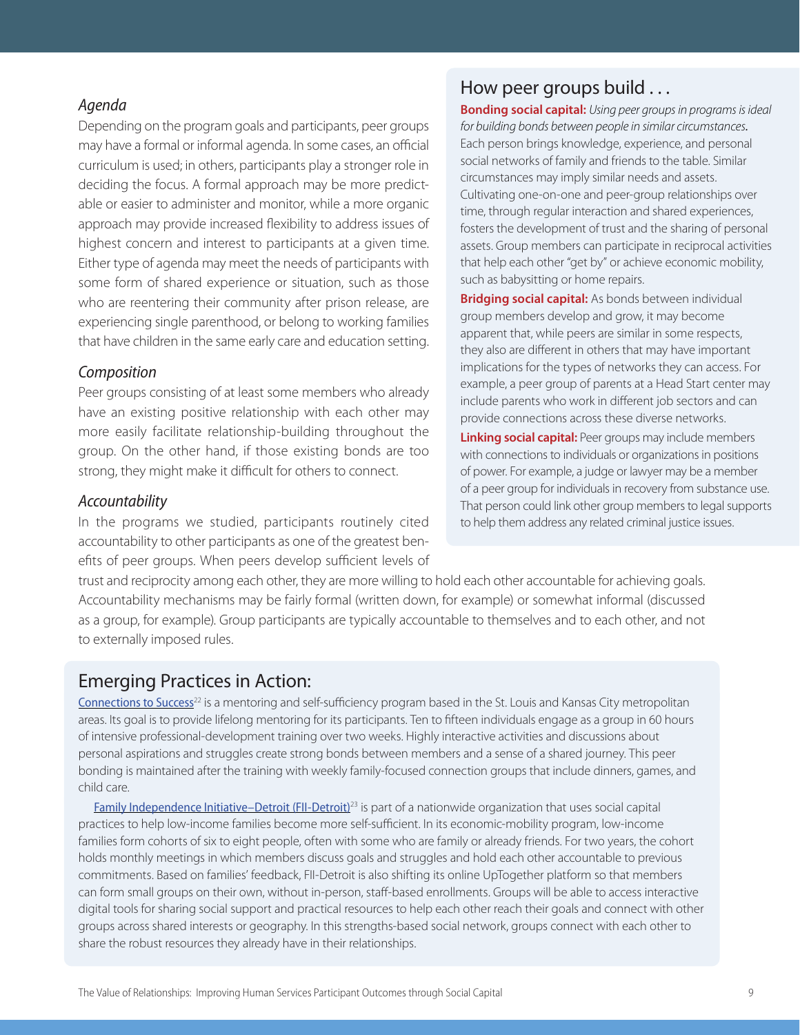### *Agenda*

Depending on the program goals and participants, peer groups may have a formal or informal agenda. In some cases, an official curriculum is used; in others, participants play a stronger role in deciding the focus. A formal approach may be more predictable or easier to administer and monitor, while a more organic approach may provide increased flexibility to address issues of highest concern and interest to participants at a given time. Either type of agenda may meet the needs of participants with some form of shared experience or situation, such as those who are reentering their community after prison release, are experiencing single parenthood, or belong to working families that have children in the same early care and education setting.

### *Composition*

Peer groups consisting of at least some members who already have an existing positive relationship with each other may more easily facilitate relationship-building throughout the group. On the other hand, if those existing bonds are too strong, they might make it difficult for others to connect.

### *Accountability*

In the programs we studied, participants routinely cited accountability to other participants as one of the greatest benefits of peer groups. When peers develop sufficient levels of trust and reciprocity among each other, they are more willing to hold each other accountable for achieving goals. Accountability mechanisms may be fairly formal (written down, for example) or somewhat informal (discussed as a group, for example). Group participants are typically accountable to themselves and to each other, and not to externally imposed rules.

## How peer groups build . . .

**Bonding social capital:** *Using peer groups in programs is ideal for building bonds between people in similar circumstances.* Each person brings knowledge, experience, and personal social networks of family and friends to the table. Similar circumstances may imply similar needs and assets. Cultivating one-on-one and peer-group relationships over time, through regular interaction and shared experiences, fosters the development of trust and the sharing of personal assets. Group members can participate in reciprocal activities that help each other "get by" or achieve economic mobility, such as babysitting or home repairs.

**Bridging social capital:** As bonds between individual group members develop and grow, it may become apparent that, while peers are similar in some respects, they also are different in others that may have important implications for the types of networks they can access. For example, a peer group of parents at a Head Start center may include parents who work in different job sectors and can provide connections across these diverse networks.

**Linking social capital:** Peer groups may include members with connections to individuals or organizations in positions of power. For example, a judge or lawyer may be a member of a peer group for individuals in recovery from substance use. That person could link other group members to legal supports to help them address any related criminal justice issues.

## Emerging Practices in Action:

Connections to Success[22] is a mentoring and self-sufficiency program based in the St. Louis and Kansas City metropolitan areas. Its goal is to provide lifelong mentoring for its participants. Ten to fifteen individuals engage as a group in 60 hours of intensive professional-development training over two weeks. Highly interactive activities and discussions about personal aspirations and struggles create strong bonds between members and a sense of a shared journey. This peer bonding is maintained after the training with weekly family-focused connection groups that include dinners, games, and child care.

Family Independence Initiative–Detroit (FII-Detroit)[23] is part of a nationwide organization that uses social capital practices to help low-income families become more self-sufficient. In its economic-mobility program, low-income families form cohorts of six to eight people, often with some who are family or already friends. For two years, the cohort holds monthly meetings in which members discuss goals and struggles and hold each other accountable to previous commitments. Based on families' feedback, FII-Detroit is also shifting its online UpTogether platform so that members can form small groups on their own, without in-person, staff-based enrollments. Groups will be able to access interactive digital tools for sharing social support and practical resources to help each other reach their goals and connect with other groups across shared interests or geography. In this strengths-based social network, groups connect with each other to share the robust resources they already have in their relationships.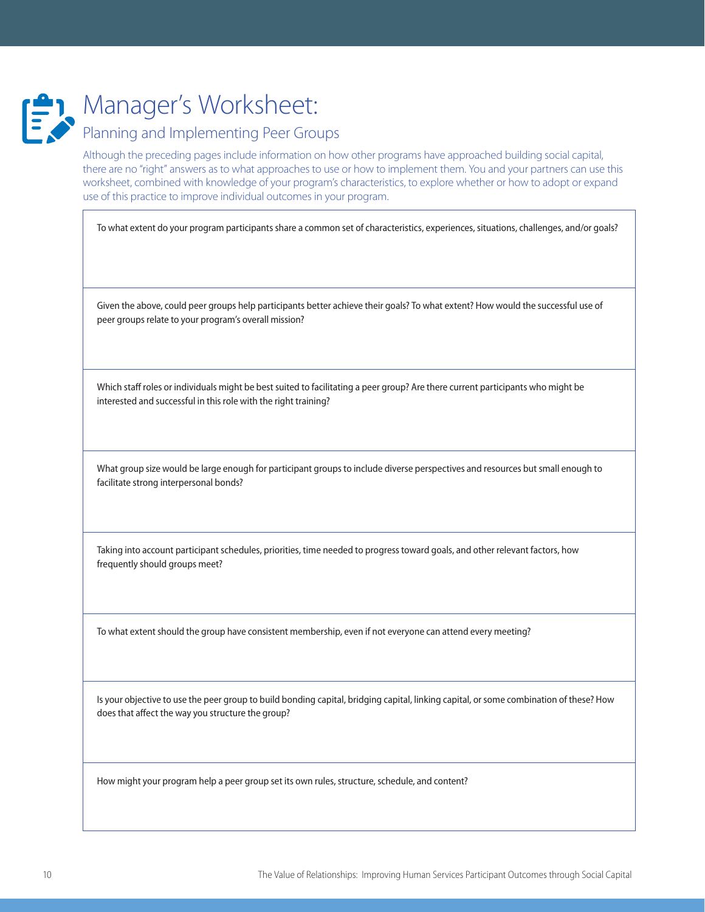# Manager's Worksheet:

## Planning and Implementing Peer Groups

Although the preceding pages include information on how other programs have approached building social capital, there are no "right" answers as to what approaches to use or how to implement them. You and your partners can use this worksheet, combined with knowledge of your program's characteristics, to explore whether or how to adopt or expand use of this practice to improve individual outcomes in your program.

| |
|---|
| To what extent do your program participants share a common set of characteristics, experiences, situations, challenges, and/or goals? |
| Given the above, could peer groups help participants better achieve their goals? To what extent? How would the successful use of peer groups relate to your program's overall mission? |
| Which staff roles or individuals might be best suited to facilitating a peer group? Are there current participants who might be interested and successful in this role with the right training? |
| What group size would be large enough for participant groups to include diverse perspectives and resources but small enough to facilitate strong interpersonal bonds? |
| Taking into account participant schedules, priorities, time needed to progress toward goals, and other relevant factors, how frequently should groups meet? |
| To what extent should the group have consistent membership, even if not everyone can attend every meeting? |
| Is your objective to use the peer group to build bonding capital, bridging capital, linking capital, or some combination of these? How does that affect the way you structure the group? |
| How might your program help a peer group set its own rules, structure, schedule, and content? |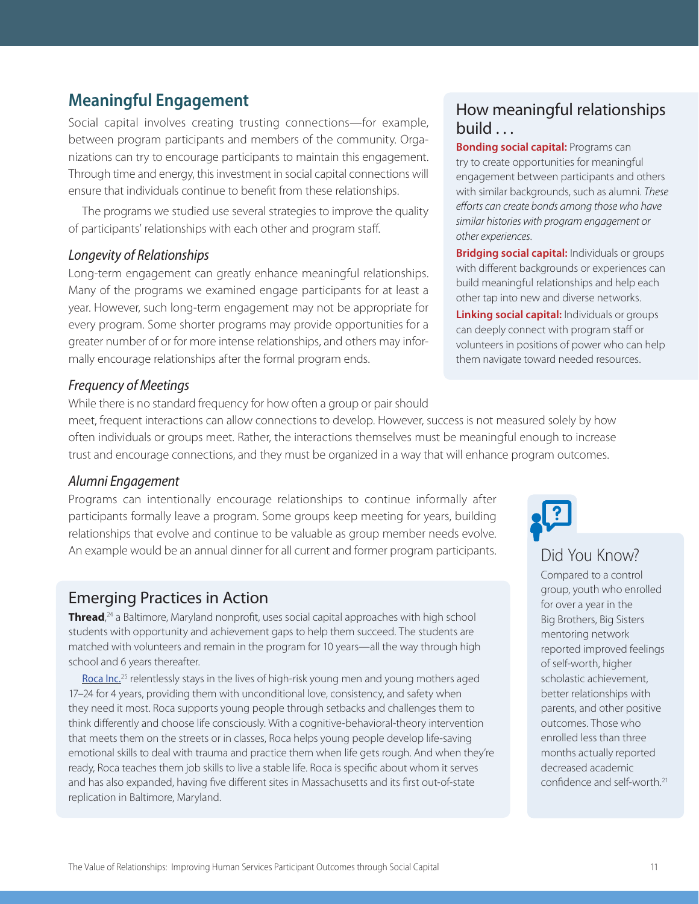## Meaningful Engagement

Social capital involves creating trusting connections—for example, between program participants and members of the community. Organizations can try to encourage participants to maintain this engagement. Through time and energy, this investment in social capital connections will ensure that individuals continue to benefit from these relationships.

The programs we studied use several strategies to improve the quality of participants' relationships with each other and program staff.

### *Longevity of Relationships*

Long-term engagement can greatly enhance meaningful relationships. Many of the programs we examined engage participants for at least a year. However, such long-term engagement may not be appropriate for every program. Some shorter programs may provide opportunities for a greater number of or for more intense relationships, and others may informally encourage relationships after the formal program ends.

### *Frequency of Meetings*

While there is no standard frequency for how often a group or pair should meet, frequent interactions can allow connections to develop. However, success is not measured solely by how often individuals or groups meet. Rather, the interactions themselves must be meaningful enough to increase trust and encourage connections, and they must be organized in a way that will enhance program outcomes.

### *Alumni Engagement*

Programs can intentionally encourage relationships to continue informally after participants formally leave a program. Some groups keep meeting for years, building relationships that evolve and continue to be valuable as group member needs evolve. An example would be an annual dinner for all current and former program participants.

## How meaningful relationships build . . .

**Bonding social capital:** Programs can try to create opportunities for meaningful engagement between participants and others with similar backgrounds, such as alumni. *These efforts can create bonds among those who have similar histories with program engagement or other experiences.*

**Bridging social capital:** Individuals or groups with different backgrounds or experiences can build meaningful relationships and help each other tap into new and diverse networks.

**Linking social capital:** Individuals or groups can deeply connect with program staff or volunteers in positions of power who can help them navigate toward needed resources.

## Emerging Practices in Action

**Thread**,[24] a Baltimore, Maryland nonprofit, uses social capital approaches with high school students with opportunity and achievement gaps to help them succeed. The students are matched with volunteers and remain in the program for 10 years—all the way through high school and 6 years thereafter.

Roca Inc.[25] relentlessly stays in the lives of high-risk young men and young mothers aged 17–24 for 4 years, providing them with unconditional love, consistency, and safety when they need it most. Roca supports young people through setbacks and challenges them to think differently and choose life consciously. With a cognitive-behavioral-theory intervention that meets them on the streets or in classes, Roca helps young people develop life-saving emotional skills to deal with trauma and practice them when life gets rough. And when they're ready, Roca teaches them job skills to live a stable life. Roca is specific about whom it serves and has also expanded, having five different sites in Massachusetts and its first out-of-state replication in Baltimore, Maryland.

## Did You Know?

Compared to a control group, youth who enrolled for over a year in the Big Brothers, Big Sisters mentoring network reported improved feelings of self-worth, higher scholastic achievement, better relationships with parents, and other positive outcomes. Those who enrolled less than three months actually reported decreased academic confidence and self-worth.[21]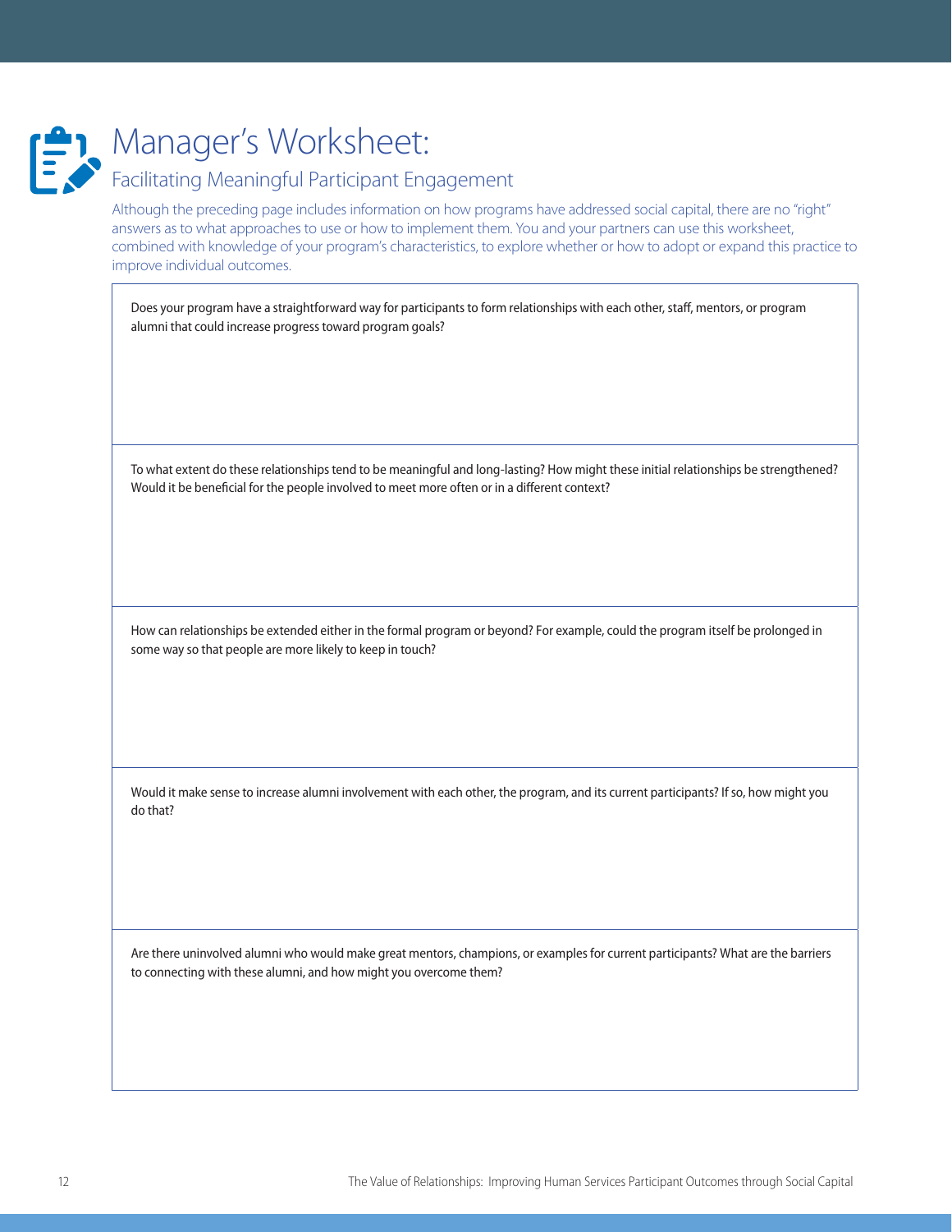# Manager's Worksheet:

## Facilitating Meaningful Participant Engagement

Although the preceding page includes information on how programs have addressed social capital, there are no "right" answers as to what approaches to use or how to implement them. You and your partners can use this worksheet, combined with knowledge of your program's characteristics, to explore whether or how to adopt or expand this practice to improve individual outcomes.

Does your program have a straightforward way for participants to form relationships with each other, staff, mentors, or program alumni that could increase progress toward program goals?

To what extent do these relationships tend to be meaningful and long-lasting? How might these initial relationships be strengthened? Would it be beneficial for the people involved to meet more often or in a different context?

How can relationships be extended either in the formal program or beyond? For example, could the program itself be prolonged in some way so that people are more likely to keep in touch?

Would it make sense to increase alumni involvement with each other, the program, and its current participants? If so, how might you do that?

Are there uninvolved alumni who would make great mentors, champions, or examples for current participants? What are the barriers to connecting with these alumni, and how might you overcome them?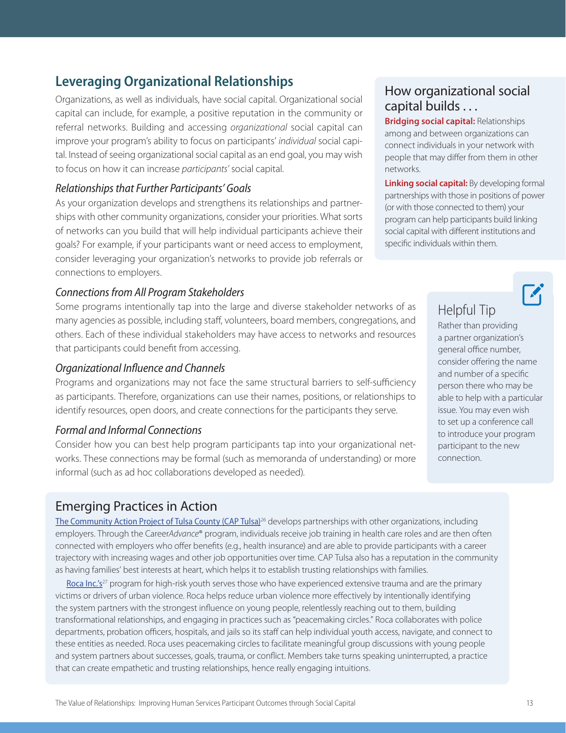## Leveraging Organizational Relationships

Organizations, as well as individuals, have social capital. Organizational social capital can include, for example, a positive reputation in the community or referral networks. Building and accessing *organizational* social capital can improve your program's ability to focus on participants' *individual* social capital. Instead of seeing organizational social capital as an end goal, you may wish to focus on how it can increase *participants'* social capital.

### *Relationships that Further Participants' Goals*

As your organization develops and strengthens its relationships and partnerships with other community organizations, consider your priorities. What sorts of networks can you build that will help individual participants achieve their goals? For example, if your participants want or need access to employment, consider leveraging your organization's networks to provide job referrals or connections to employers.

### *Connections from All Program Stakeholders*

Some programs intentionally tap into the large and diverse stakeholder networks of as many agencies as possible, including staff, volunteers, board members, congregations, and others. Each of these individual stakeholders may have access to networks and resources that participants could benefit from accessing.

### *Organizational Influence and Channels*

Programs and organizations may not face the same structural barriers to self-sufficiency as participants. Therefore, organizations can use their names, positions, or relationships to identify resources, open doors, and create connections for the participants they serve.

### *Formal and Informal Connections*

Consider how you can best help program participants tap into your organizational networks. These connections may be formal (such as memoranda of understanding) or more informal (such as ad hoc collaborations developed as needed).

### How organizational social capital builds . . .

**Bridging social capital:** Relationships among and between organizations can connect individuals in your network with people that may differ from them in other networks.

**Linking social capital:** By developing formal partnerships with those in positions of power (or with those connected to them) your program can help participants build linking social capital with different institutions and specific individuals within them.

### Helpful Tip

Rather than providing a partner organization's general office number, consider offering the name and number of a specific person there who may be able to help with a particular issue. You may even wish to set up a conference call to introduce your program participant to the new connection.

### Emerging Practices in Action

The Community Action Project of Tulsa County (CAP Tulsa)[26] develops partnerships with other organizations, including employers. Through the Career*Advance*® program, individuals receive job training in health care roles and are then often connected with employers who offer benefits (e.g., health insurance) and are able to provide participants with a career trajectory with increasing wages and other job opportunities over time. CAP Tulsa also has a reputation in the community as having families' best interests at heart, which helps it to establish trusting relationships with families.

Roca Inc.'s[27] program for high-risk youth serves those who have experienced extensive trauma and are the primary victims or drivers of urban violence. Roca helps reduce urban violence more effectively by intentionally identifying the system partners with the strongest influence on young people, relentlessly reaching out to them, building transformational relationships, and engaging in practices such as "peacemaking circles." Roca collaborates with police departments, probation officers, hospitals, and jails so its staff can help individual youth access, navigate, and connect to these entities as needed. Roca uses peacemaking circles to facilitate meaningful group discussions with young people and system partners about successes, goals, trauma, or conflict. Members take turns speaking uninterrupted, a practice that can create empathetic and trusting relationships, hence really engaging intuitions.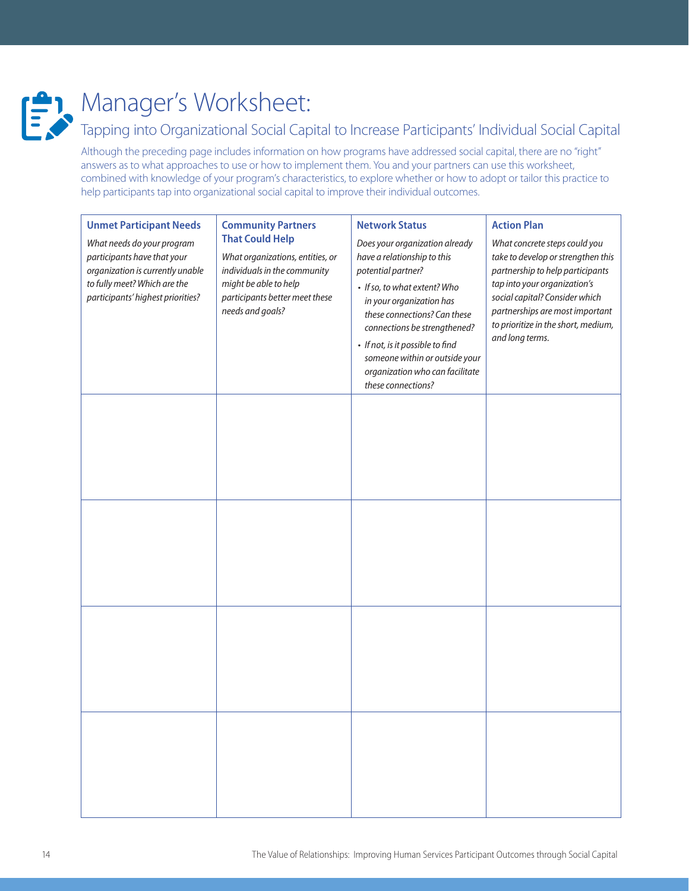# Manager's Worksheet:

## Tapping into Organizational Social Capital to Increase Participants' Individual Social Capital

Although the preceding page includes information on how programs have addressed social capital, there are no "right" answers as to what approaches to use or how to implement them. You and your partners can use this worksheet, combined with knowledge of your program's characteristics, to explore whether or how to adopt or tailor this practice to help participants tap into organizational social capital to improve their individual outcomes.

| **Unmet Participant Needs**<br>*What needs do your program participants have that your organization is currently unable to fully meet? Which are the participants' highest priorities?* | **Community Partners That Could Help**<br>*What organizations, entities, or individuals in the community might be able to help participants better meet these needs and goals?* | **Network Status**<br>*Does your organization already have a relationship to this potential partner?*<br>• *If so, to what extent? Who in your organization has these connections? Can these connections be strengthened?*<br>• *If not, is it possible to find someone within or outside your organization who can facilitate these connections?* | **Action Plan**<br>*What concrete steps could you take to develop or strengthen this partnership to help participants tap into your organization's social capital? Consider which partnerships are most important to prioritize in the short, medium, and long terms.* |
|---|---|---|---|
| | | | |
| | | | |
| | | | |
| | | | |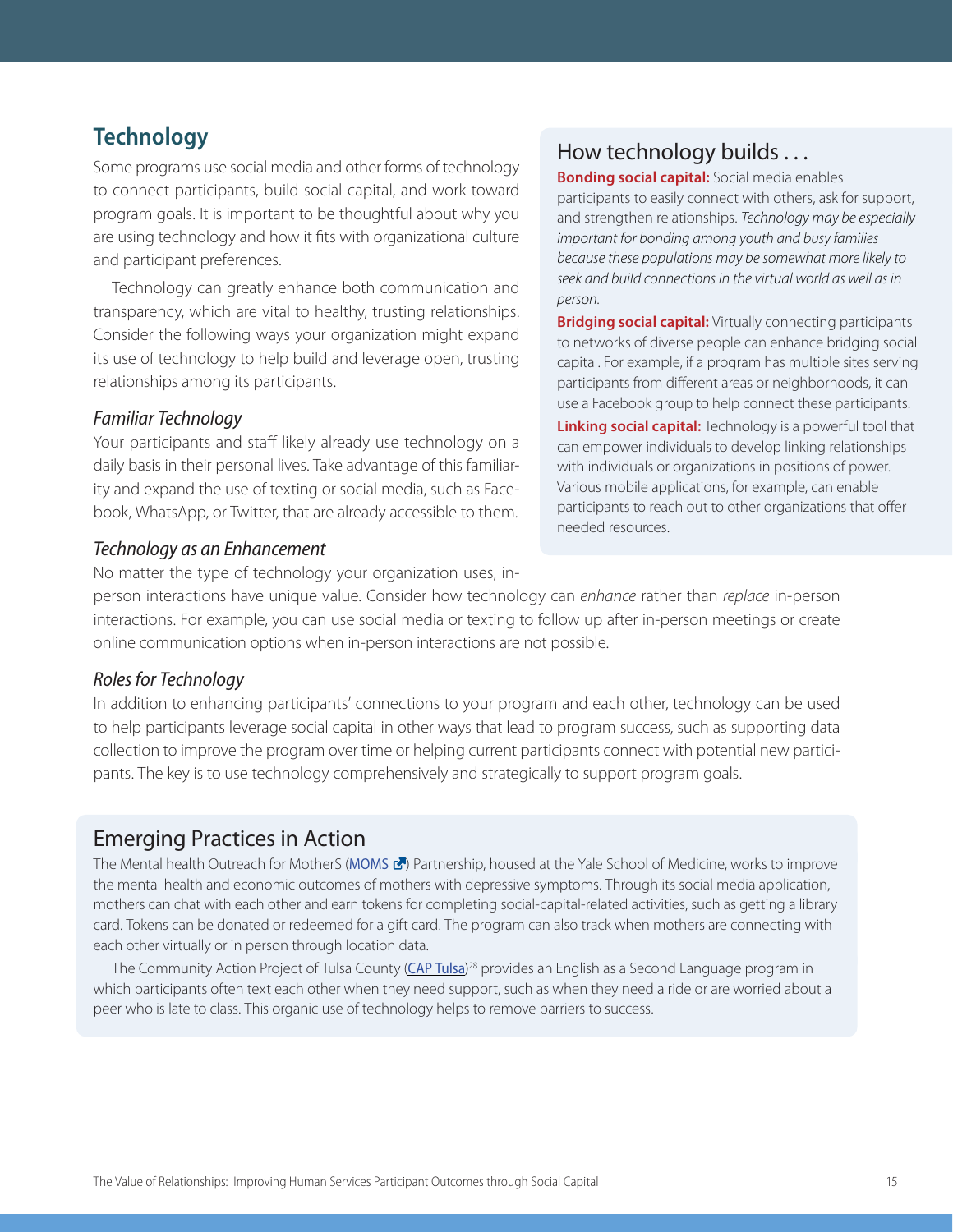## Technology

Some programs use social media and other forms of technology to connect participants, build social capital, and work toward program goals. It is important to be thoughtful about why you are using technology and how it fits with organizational culture and participant preferences.

Technology can greatly enhance both communication and transparency, which are vital to healthy, trusting relationships. Consider the following ways your organization might expand its use of technology to help build and leverage open, trusting relationships among its participants.

### *Familiar Technology*

Your participants and staff likely already use technology on a daily basis in their personal lives. Take advantage of this familiarity and expand the use of texting or social media, such as Facebook, WhatsApp, or Twitter, that are already accessible to them.

### *Technology as an Enhancement*

No matter the type of technology your organization uses, in-person interactions have unique value. Consider how technology can *enhance* rather than *replace* in-person interactions. For example, you can use social media or texting to follow up after in-person meetings or create online communication options when in-person interactions are not possible.

### *Roles for Technology*

In addition to enhancing participants' connections to your program and each other, technology can be used to help participants leverage social capital in other ways that lead to program success, such as supporting data collection to improve the program over time or helping current participants connect with potential new participants. The key is to use technology comprehensively and strategically to support program goals.

### How technology builds . . .

**Bonding social capital:** Social media enables participants to easily connect with others, ask for support, and strengthen relationships. *Technology may be especially important for bonding among youth and busy families because these populations may be somewhat more likely to seek and build connections in the virtual world as well as in person.*

**Bridging social capital:** Virtually connecting participants to networks of diverse people can enhance bridging social capital. For example, if a program has multiple sites serving participants from different areas or neighborhoods, it can use a Facebook group to help connect these participants.

**Linking social capital:** Technology is a powerful tool that can empower individuals to develop linking relationships with individuals or organizations in positions of power. Various mobile applications, for example, can enable participants to reach out to other organizations that offer needed resources.

### Emerging Practices in Action

The Mental health Outreach for MotherS (MOMS) Partnership, housed at the Yale School of Medicine, works to improve the mental health and economic outcomes of mothers with depressive symptoms. Through its social media application, mothers can chat with each other and earn tokens for completing social-capital-related activities, such as getting a library card. Tokens can be donated or redeemed for a gift card. The program can also track when mothers are connecting with each other virtually or in person through location data.

The Community Action Project of Tulsa County (CAP Tulsa)[28] provides an English as a Second Language program in which participants often text each other when they need support, such as when they need a ride or are worried about a peer who is late to class. This organic use of technology helps to remove barriers to success.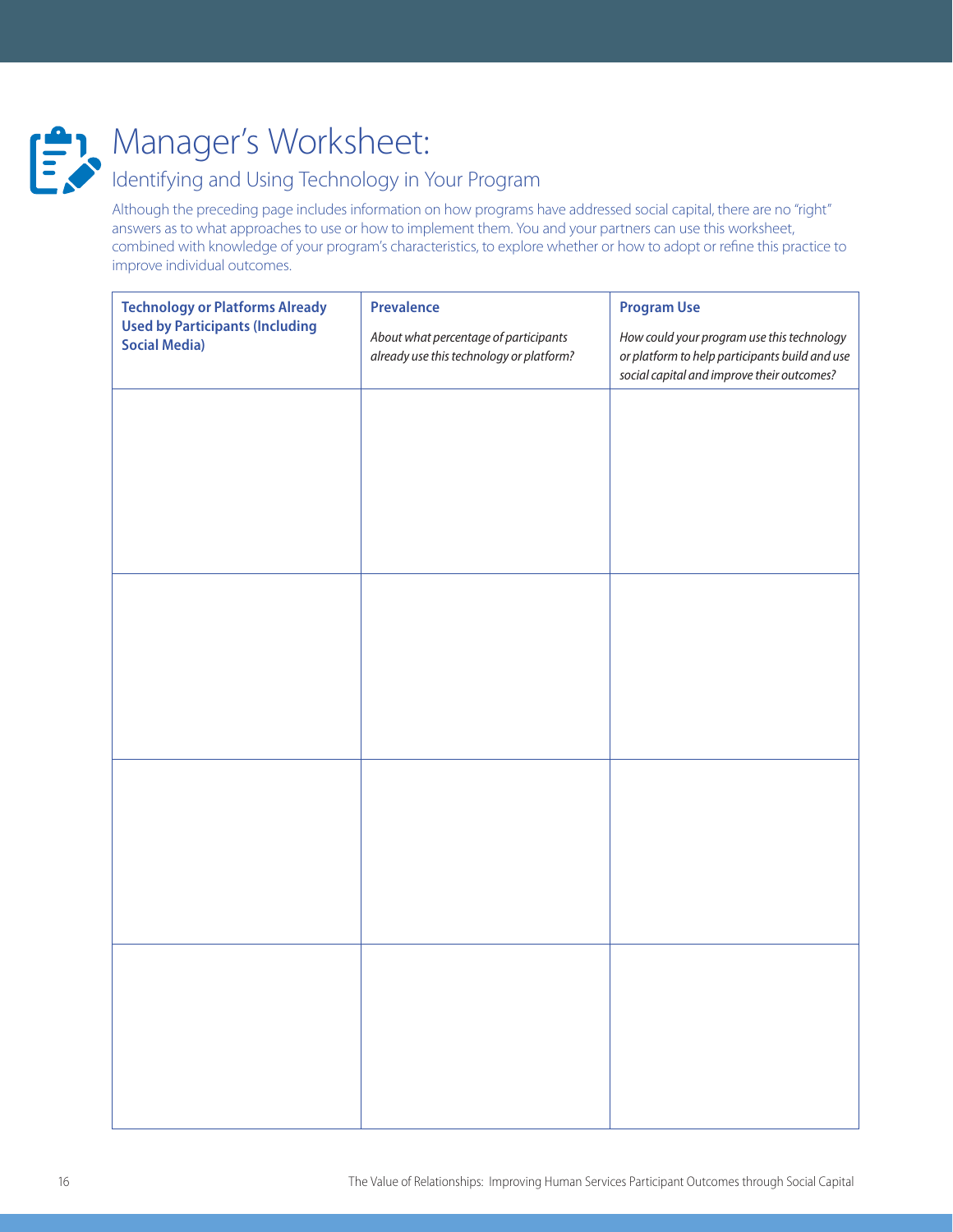# Manager's Worksheet:

## Identifying and Using Technology in Your Program

Although the preceding page includes information on how programs have addressed social capital, there are no "right" answers as to what approaches to use or how to implement them. You and your partners can use this worksheet, combined with knowledge of your program's characteristics, to explore whether or how to adopt or refine this practice to improve individual outcomes.

| **Technology or Platforms Already Used by Participants (Including Social Media)** | **Prevalence**<br>*About what percentage of participants already use this technology or platform?* | **Program Use**<br>*How could your program use this technology or platform to help participants build and use social capital and improve their outcomes?* |
|---|---|---|
| | | |
| | | |
| | | |
| | | |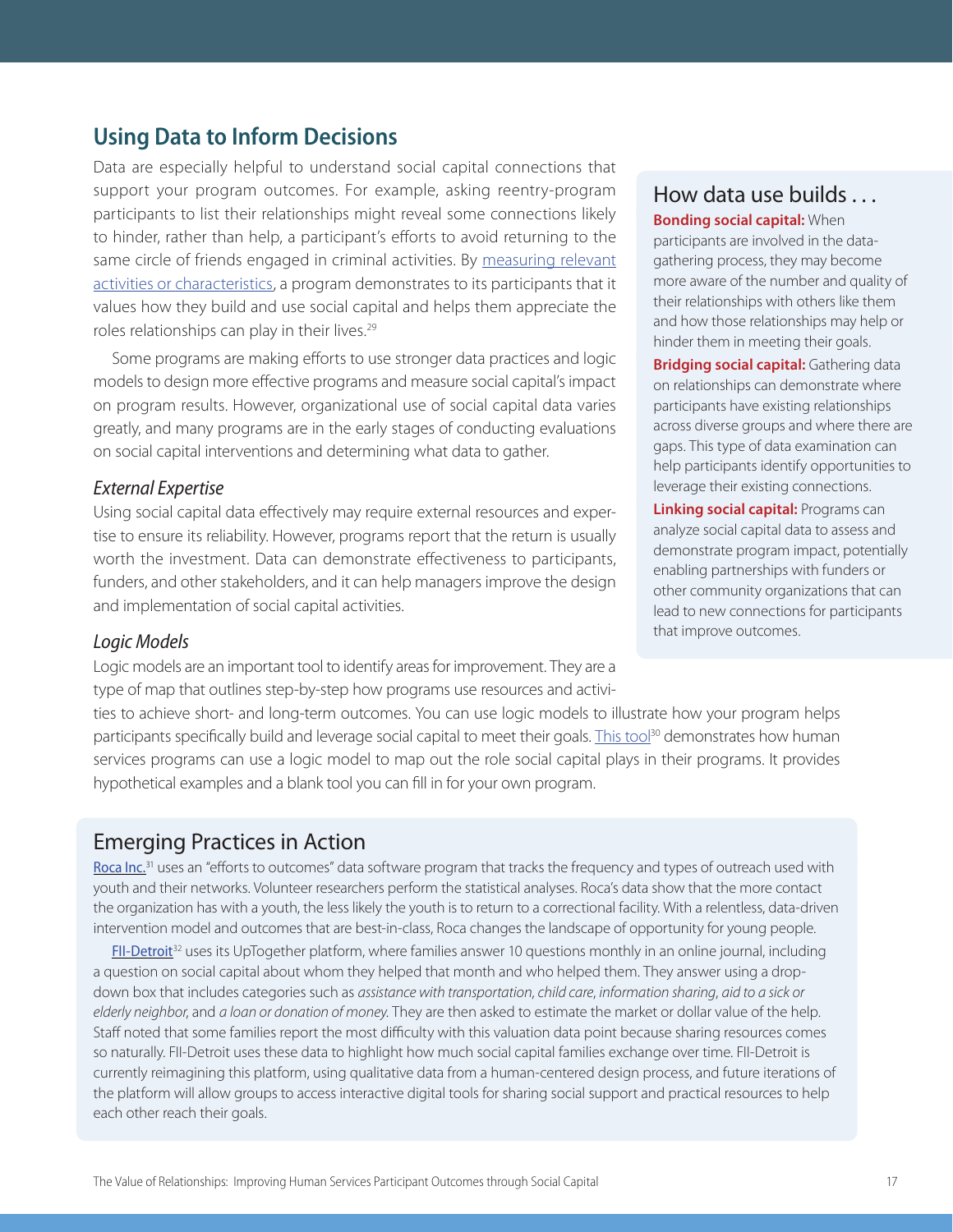## Using Data to Inform Decisions

Data are especially helpful to understand social capital connections that support your program outcomes. For example, asking reentry-program participants to list their relationships might reveal some connections likely to hinder, rather than help, a participant's efforts to avoid returning to the same circle of friends engaged in criminal activities. By measuring relevant activities or characteristics, a program demonstrates to its participants that it values how they build and use social capital and helps them appreciate the roles relationships can play in their lives.[29]

Some programs are making efforts to use stronger data practices and logic models to design more effective programs and measure social capital's impact on program results. However, organizational use of social capital data varies greatly, and many programs are in the early stages of conducting evaluations on social capital interventions and determining what data to gather.

### *External Expertise*

Using social capital data effectively may require external resources and expertise to ensure its reliability. However, programs report that the return is usually worth the investment. Data can demonstrate effectiveness to participants, funders, and other stakeholders, and it can help managers improve the design and implementation of social capital activities.

### *Logic Models*

Logic models are an important tool to identify areas for improvement. They are a type of map that outlines step-by-step how programs use resources and activities to achieve short- and long-term outcomes. You can use logic models to illustrate how your program helps participants specifically build and leverage social capital to meet their goals. This tool[30] demonstrates how human services programs can use a logic model to map out the role social capital plays in their programs. It provides hypothetical examples and a blank tool you can fill in for your own program.

### How data use builds . . .

**Bonding social capital:** When participants are involved in the data-gathering process, they may become more aware of the number and quality of their relationships with others like them and how those relationships may help or hinder them in meeting their goals.

**Bridging social capital:** Gathering data on relationships can demonstrate where participants have existing relationships across diverse groups and where there are gaps. This type of data examination can help participants identify opportunities to leverage their existing connections.

**Linking social capital:** Programs can analyze social capital data to assess and demonstrate program impact, potentially enabling partnerships with funders or other community organizations that can lead to new connections for participants that improve outcomes.

### Emerging Practices in Action

Roca Inc.[31] uses an "efforts to outcomes" data software program that tracks the frequency and types of outreach used with youth and their networks. Volunteer researchers perform the statistical analyses. Roca's data show that the more contact the organization has with a youth, the less likely the youth is to return to a correctional facility. With a relentless, data-driven intervention model and outcomes that are best-in-class, Roca changes the landscape of opportunity for young people.

FII-Detroit[32] uses its UpTogether platform, where families answer 10 questions monthly in an online journal, including a question on social capital about whom they helped that month and who helped them. They answer using a drop-down box that includes categories such as *assistance with transportation*, *child care*, *information sharing*, *aid to a sick or elderly neighbor*, and *a loan or donation of money*. They are then asked to estimate the market or dollar value of the help. Staff noted that some families report the most difficulty with this valuation data point because sharing resources comes so naturally. FII-Detroit uses these data to highlight how much social capital families exchange over time. FII-Detroit is currently reimagining this platform, using qualitative data from a human-centered design process, and future iterations of the platform will allow groups to access interactive digital tools for sharing social support and practical resources to help each other reach their goals.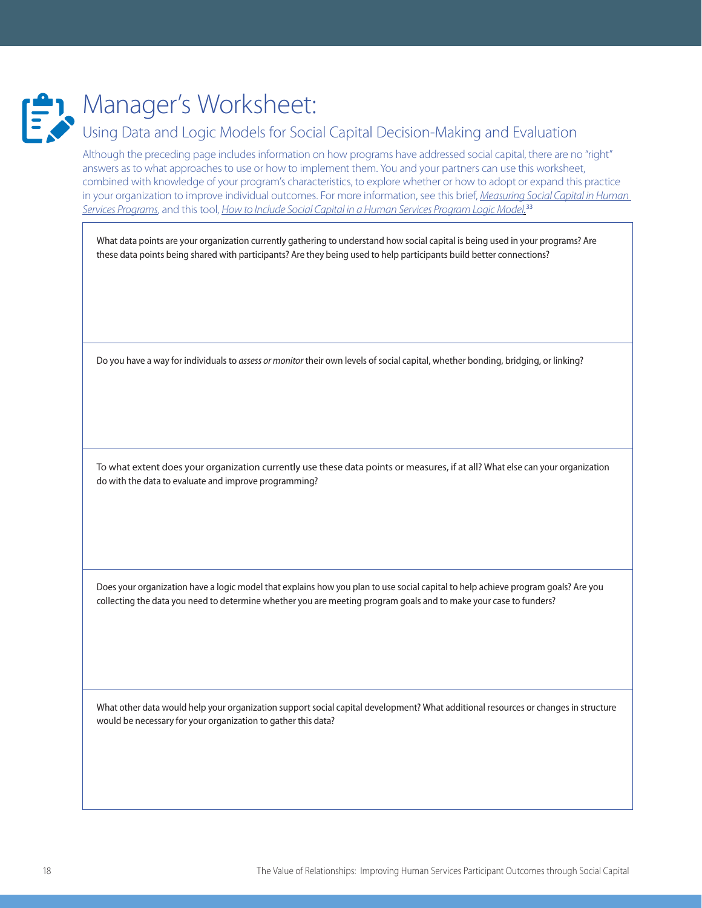# Manager's Worksheet:

## Using Data and Logic Models for Social Capital Decision-Making and Evaluation

Although the preceding page includes information on how programs have addressed social capital, there are no "right" answers as to what approaches to use or how to implement them. You and your partners can use this worksheet, combined with knowledge of your program's characteristics, to explore whether or how to adopt or expand this practice in your organization to improve individual outcomes. For more information, see this brief, *Measuring Social Capital in Human Services Programs*, and this tool, *How to Include Social Capital in a Human Services Program Logic Model*.[33]

| What data points are your organization currently gathering to understand how social capital is being used in your programs? Are these data points being shared with participants? Are they being used to help participants build better connections? |
|---|
| Do you have a way for individuals to *assess or monitor* their own levels of social capital, whether bonding, bridging, or linking? |
| To what extent does your organization currently use these data points or measures, if at all? What else can your organization do with the data to evaluate and improve programming? |
| Does your organization have a logic model that explains how you plan to use social capital to help achieve program goals? Are you collecting the data you need to determine whether you are meeting program goals and to make your case to funders? |
| What other data would help your organization support social capital development? What additional resources or changes in structure would be necessary for your organization to gather this data? |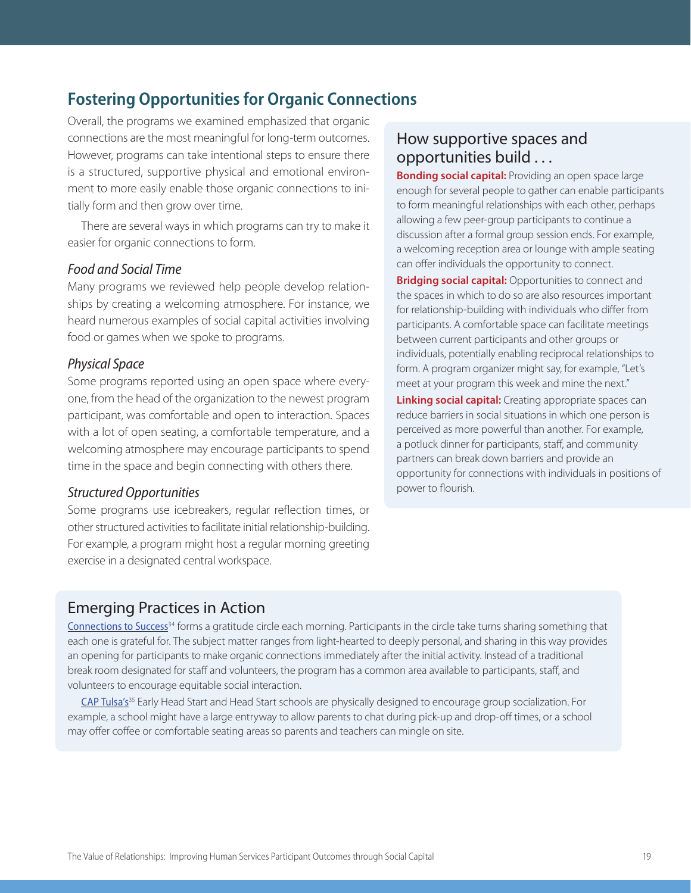## Fostering Opportunities for Organic Connections

Overall, the programs we examined emphasized that organic connections are the most meaningful for long-term outcomes. However, programs can take intentional steps to ensure there is a structured, supportive physical and emotional environment to more easily enable those organic connections to initially form and then grow over time.

There are several ways in which programs can try to make it easier for organic connections to form.

### *Food and Social Time*

Many programs we reviewed help people develop relationships by creating a welcoming atmosphere. For instance, we heard numerous examples of social capital activities involving food or games when we spoke to programs.

### *Physical Space*

Some programs reported using an open space where everyone, from the head of the organization to the newest program participant, was comfortable and open to interaction. Spaces with a lot of open seating, a comfortable temperature, and a welcoming atmosphere may encourage participants to spend time in the space and begin connecting with others there.

### *Structured Opportunities*

Some programs use icebreakers, regular reflection times, or other structured activities to facilitate initial relationship-building. For example, a program might host a regular morning greeting exercise in a designated central workspace.

### How supportive spaces and opportunities build . . .

**Bonding social capital:** Providing an open space large enough for several people to gather can enable participants to form meaningful relationships with each other, perhaps allowing a few peer-group participants to continue a discussion after a formal group session ends. For example, a welcoming reception area or lounge with ample seating can offer individuals the opportunity to connect.

**Bridging social capital:** Opportunities to connect and the spaces in which to do so are also resources important for relationship-building with individuals who differ from participants. A comfortable space can facilitate meetings between current participants and other groups or individuals, potentially enabling reciprocal relationships to form. A program organizer might say, for example, "Let's meet at your program this week and mine the next."

**Linking social capital:** Creating appropriate spaces can reduce barriers in social situations in which one person is perceived as more powerful than another. For example, a potluck dinner for participants, staff, and community partners can break down barriers and provide an opportunity for connections with individuals in positions of power to flourish.

### Emerging Practices in Action

Connections to Success[34] forms a gratitude circle each morning. Participants in the circle take turns sharing something that each one is grateful for. The subject matter ranges from light-hearted to deeply personal, and sharing in this way provides an opening for participants to make organic connections immediately after the initial activity. Instead of a traditional break room designated for staff and volunteers, the program has a common area available to participants, staff, and volunteers to encourage equitable social interaction.

CAP Tulsa's[35] Early Head Start and Head Start schools are physically designed to encourage group socialization. For example, a school might have a large entryway to allow parents to chat during pick-up and drop-off times, or a school may offer coffee or comfortable seating areas so parents and teachers can mingle on site.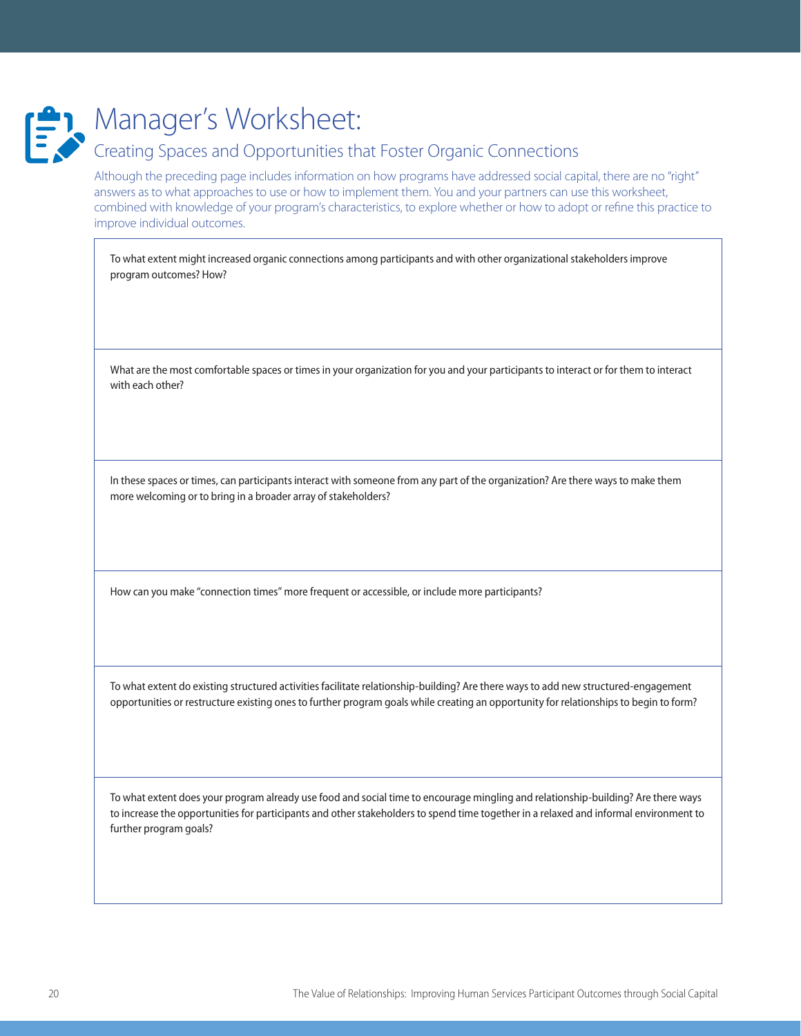# Manager's Worksheet:

## Creating Spaces and Opportunities that Foster Organic Connections

Although the preceding page includes information on how programs have addressed social capital, there are no "right" answers as to what approaches to use or how to implement them. You and your partners can use this worksheet, combined with knowledge of your program's characteristics, to explore whether or how to adopt or refine this practice to improve individual outcomes.

| |
|---|
| To what extent might increased organic connections among participants and with other organizational stakeholders improve program outcomes? How? |
| What are the most comfortable spaces or times in your organization for you and your participants to interact or for them to interact with each other? |
| In these spaces or times, can participants interact with someone from any part of the organization? Are there ways to make them more welcoming or to bring in a broader array of stakeholders? |
| How can you make "connection times" more frequent or accessible, or include more participants? |
| To what extent do existing structured activities facilitate relationship-building? Are there ways to add new structured-engagement opportunities or restructure existing ones to further program goals while creating an opportunity for relationships to begin to form? |
| To what extent does your program already use food and social time to encourage mingling and relationship-building? Are there ways to increase the opportunities for participants and other stakeholders to spend time together in a relaxed and informal environment to further program goals? |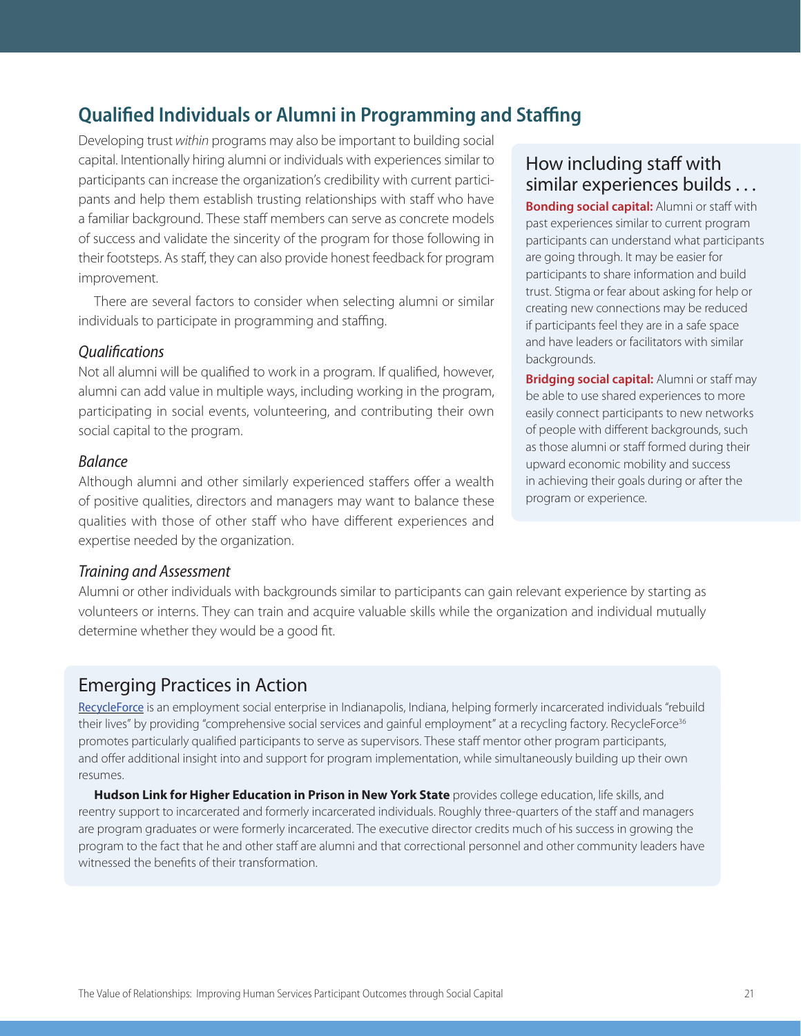## Qualified Individuals or Alumni in Programming and Staffing

Developing trust *within* programs may also be important to building social capital. Intentionally hiring alumni or individuals with experiences similar to participants can increase the organization's credibility with current participants and help them establish trusting relationships with staff who have a familiar background. These staff members can serve as concrete models of success and validate the sincerity of the program for those following in their footsteps. As staff, they can also provide honest feedback for program improvement.

There are several factors to consider when selecting alumni or similar individuals to participate in programming and staffing.

### *Qualifications*

Not all alumni will be qualified to work in a program. If qualified, however, alumni can add value in multiple ways, including working in the program, participating in social events, volunteering, and contributing their own social capital to the program.

### *Balance*

Although alumni and other similarly experienced staffers offer a wealth of positive qualities, directors and managers may want to balance these qualities with those of other staff who have different experiences and expertise needed by the organization.

### *Training and Assessment*

Alumni or other individuals with backgrounds similar to participants can gain relevant experience by starting as volunteers or interns. They can train and acquire valuable skills while the organization and individual mutually determine whether they would be a good fit.

### How including staff with similar experiences builds . . .

**Bonding social capital:** Alumni or staff with past experiences similar to current program participants can understand what participants are going through. It may be easier for participants to share information and build trust. Stigma or fear about asking for help or creating new connections may be reduced if participants feel they are in a safe space and have leaders or facilitators with similar backgrounds.

**Bridging social capital:** Alumni or staff may be able to use shared experiences to more easily connect participants to new networks of people with different backgrounds, such as those alumni or staff formed during their upward economic mobility and success in achieving their goals during or after the program or experience.

### Emerging Practices in Action

RecycleForce is an employment social enterprise in Indianapolis, Indiana, helping formerly incarcerated individuals "rebuild their lives" by providing "comprehensive social services and gainful employment" at a recycling factory. RecycleForce[36] promotes particularly qualified participants to serve as supervisors. These staff mentor other program participants, and offer additional insight into and support for program implementation, while simultaneously building up their own resumes.

**Hudson Link for Higher Education in Prison in New York State** provides college education, life skills, and reentry support to incarcerated and formerly incarcerated individuals. Roughly three-quarters of the staff and managers are program graduates or were formerly incarcerated. The executive director credits much of his success in growing the program to the fact that he and other staff are alumni and that correctional personnel and other community leaders have witnessed the benefits of their transformation.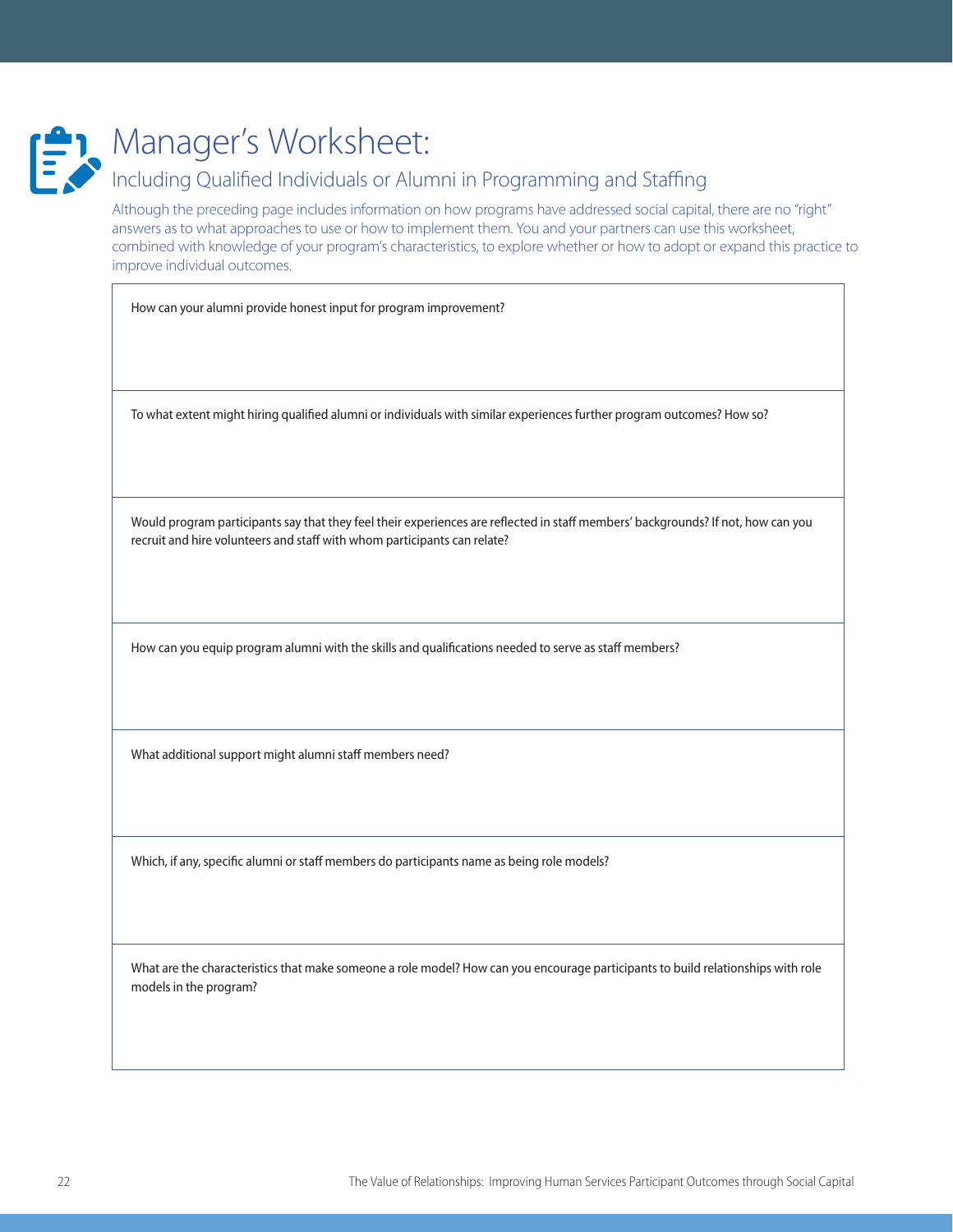# Manager's Worksheet:

## Including Qualified Individuals or Alumni in Programming and Staffing

Although the preceding page includes information on how programs have addressed social capital, there are no "right" answers as to what approaches to use or how to implement them. You and your partners can use this worksheet, combined with knowledge of your program's characteristics, to explore whether or how to adopt or expand this practice to improve individual outcomes.

| How can your alumni provide honest input for program improvement? |
| --- |
| To what extent might hiring qualified alumni or individuals with similar experiences further program outcomes? How so? |
| Would program participants say that they feel their experiences are reflected in staff members' backgrounds? If not, how can you recruit and hire volunteers and staff with whom participants can relate? |
| How can you equip program alumni with the skills and qualifications needed to serve as staff members? |
| What additional support might alumni staff members need? |
| Which, if any, specific alumni or staff members do participants name as being role models? |
| What are the characteristics that make someone a role model? How can you encourage participants to build relationships with role models in the program? |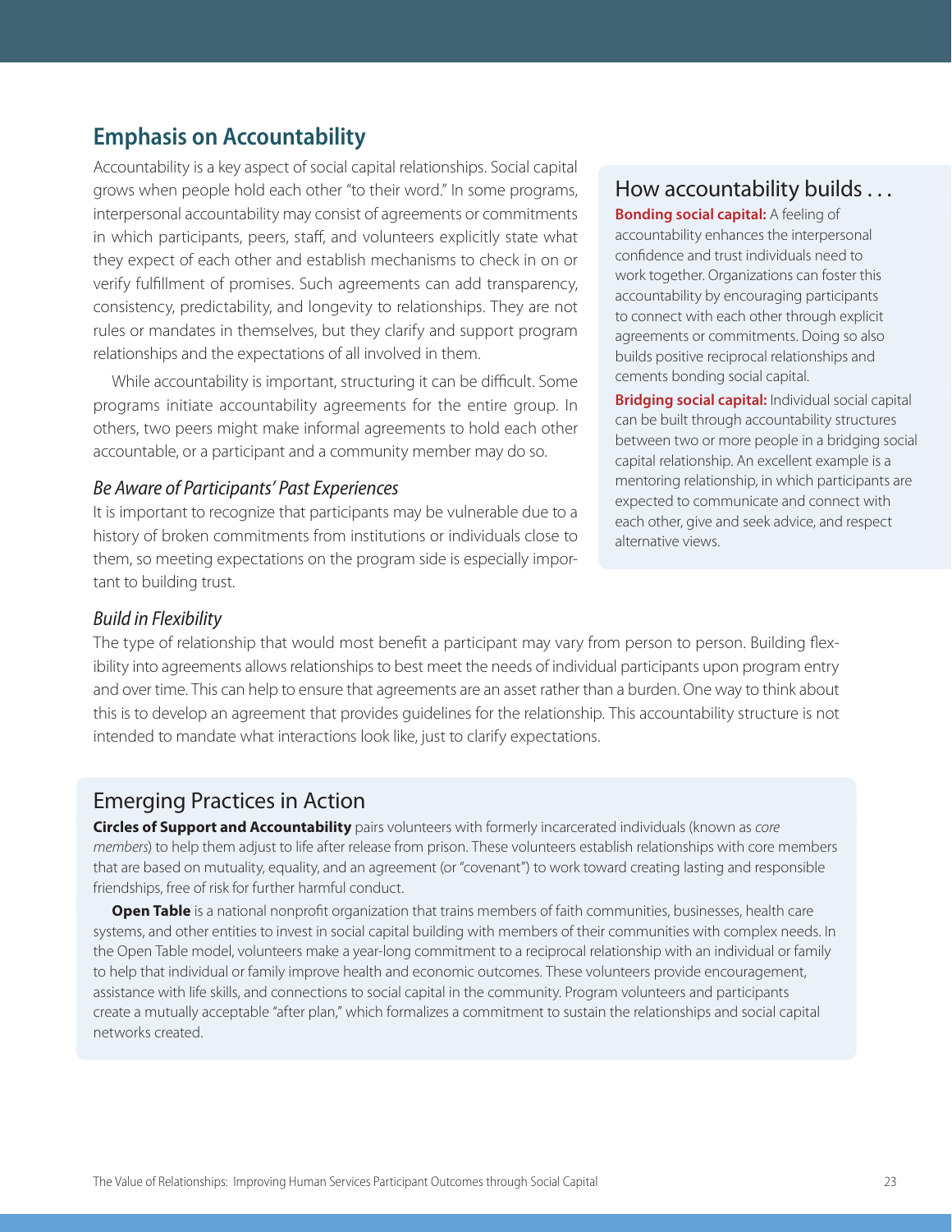## Emphasis on Accountability

Accountability is a key aspect of social capital relationships. Social capital grows when people hold each other "to their word." In some programs, interpersonal accountability may consist of agreements or commitments in which participants, peers, staff, and volunteers explicitly state what they expect of each other and establish mechanisms to check in on or verify fulfillment of promises. Such agreements can add transparency, consistency, predictability, and longevity to relationships. They are not rules or mandates in themselves, but they clarify and support program relationships and the expectations of all involved in them.

While accountability is important, structuring it can be difficult. Some programs initiate accountability agreements for the entire group. In others, two peers might make informal agreements to hold each other accountable, or a participant and a community member may do so.

### *Be Aware of Participants' Past Experiences*

It is important to recognize that participants may be vulnerable due to a history of broken commitments from institutions or individuals close to them, so meeting expectations on the program side is especially important to building trust.

### How accountability builds . . .

**Bonding social capital:** A feeling of accountability enhances the interpersonal confidence and trust individuals need to work together. Organizations can foster this accountability by encouraging participants to connect with each other through explicit agreements or commitments. Doing so also builds positive reciprocal relationships and cements bonding social capital.

**Bridging social capital:** Individual social capital can be built through accountability structures between two or more people in a bridging social capital relationship. An excellent example is a mentoring relationship, in which participants are expected to communicate and connect with each other, give and seek advice, and respect alternative views.

### *Build in Flexibility*

The type of relationship that would most benefit a participant may vary from person to person. Building flexibility into agreements allows relationships to best meet the needs of individual participants upon program entry and over time. This can help to ensure that agreements are an asset rather than a burden. One way to think about this is to develop an agreement that provides guidelines for the relationship. This accountability structure is not intended to mandate what interactions look like, just to clarify expectations.

### Emerging Practices in Action

**Circles of Support and Accountability** pairs volunteers with formerly incarcerated individuals (known as *core members*) to help them adjust to life after release from prison. These volunteers establish relationships with core members that are based on mutuality, equality, and an agreement (or "covenant") to work toward creating lasting and responsible friendships, free of risk for further harmful conduct.

**Open Table** is a national nonprofit organization that trains members of faith communities, businesses, health care systems, and other entities to invest in social capital building with members of their communities with complex needs. In the Open Table model, volunteers make a year-long commitment to a reciprocal relationship with an individual or family to help that individual or family improve health and economic outcomes. These volunteers provide encouragement, assistance with life skills, and connections to social capital in the community. Program volunteers and participants create a mutually acceptable "after plan," which formalizes a commitment to sustain the relationships and social capital networks created.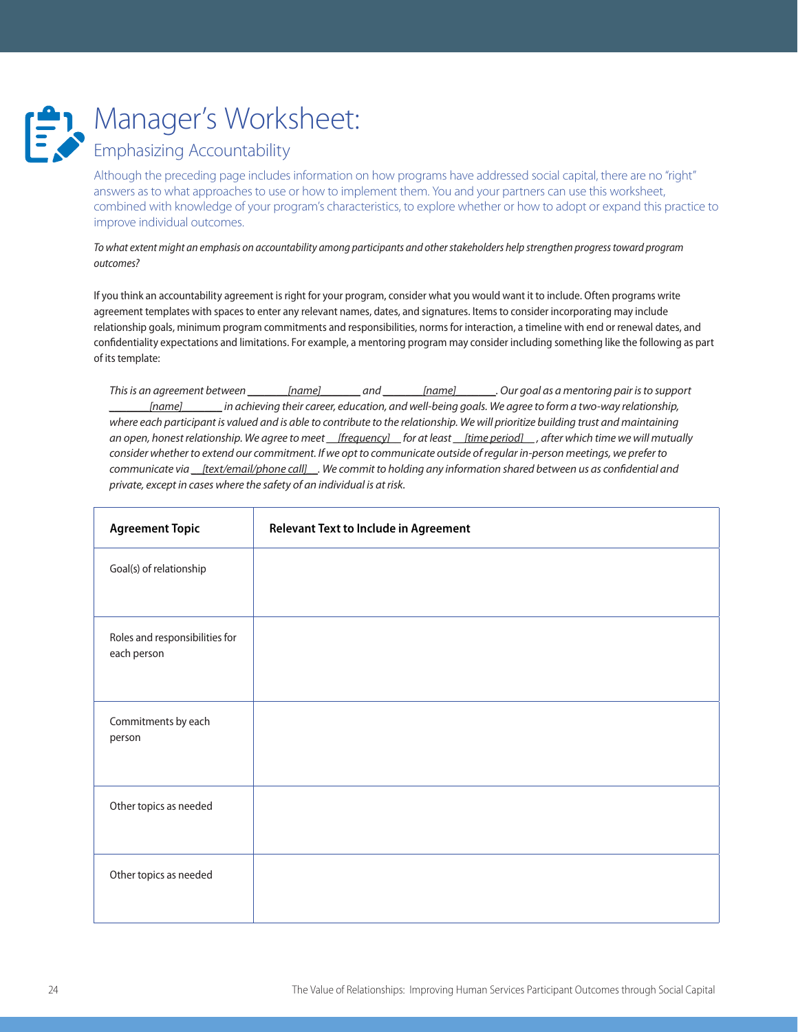# Manager's Worksheet:

## Emphasizing Accountability

Although the preceding page includes information on how programs have addressed social capital, there are no "right" answers as to what approaches to use or how to implement them. You and your partners can use this worksheet, combined with knowledge of your program's characteristics, to explore whether or how to adopt or expand this practice to improve individual outcomes.

*To what extent might an emphasis on accountability among participants and other stakeholders help strengthen progress toward program outcomes?*

If you think an accountability agreement is right for your program, consider what you would want it to include. Often programs write agreement templates with spaces to enter any relevant names, dates, and signatures. Items to consider incorporating may include relationship goals, minimum program commitments and responsibilities, norms for interaction, a timeline with end or renewal dates, and confidentiality expectations and limitations. For example, a mentoring program may consider including something like the following as part of its template:

> *This is an agreement between \_\_\_\_\_\_\_[name]\_\_\_\_\_\_\_ and \_\_\_\_\_\_\_[name]\_\_\_\_\_\_\_. Our goal as a mentoring pair is to support \_\_\_\_\_\_\_[name]\_\_\_\_\_\_\_ in achieving their career, education, and well-being goals. We agree to form a two-way relationship, where each participant is valued and is able to contribute to the relationship. We will prioritize building trust and maintaining an open, honest relationship. We agree to meet \_\_[frequency]\_\_ for at least \_\_[time period]\_\_, after which time we will mutually consider whether to extend our commitment. If we opt to communicate outside of regular in-person meetings, we prefer to communicate via \_\_[text/email/phone call]\_\_. We commit to holding any information shared between us as confidential and private, except in cases where the safety of an individual is at risk.*

| Agreement Topic | Relevant Text to Include in Agreement |
|---|---|
| Goal(s) of relationship | |
| Roles and responsibilities for each person | |
| Commitments by each person | |
| Other topics as needed | |
| Other topics as needed | |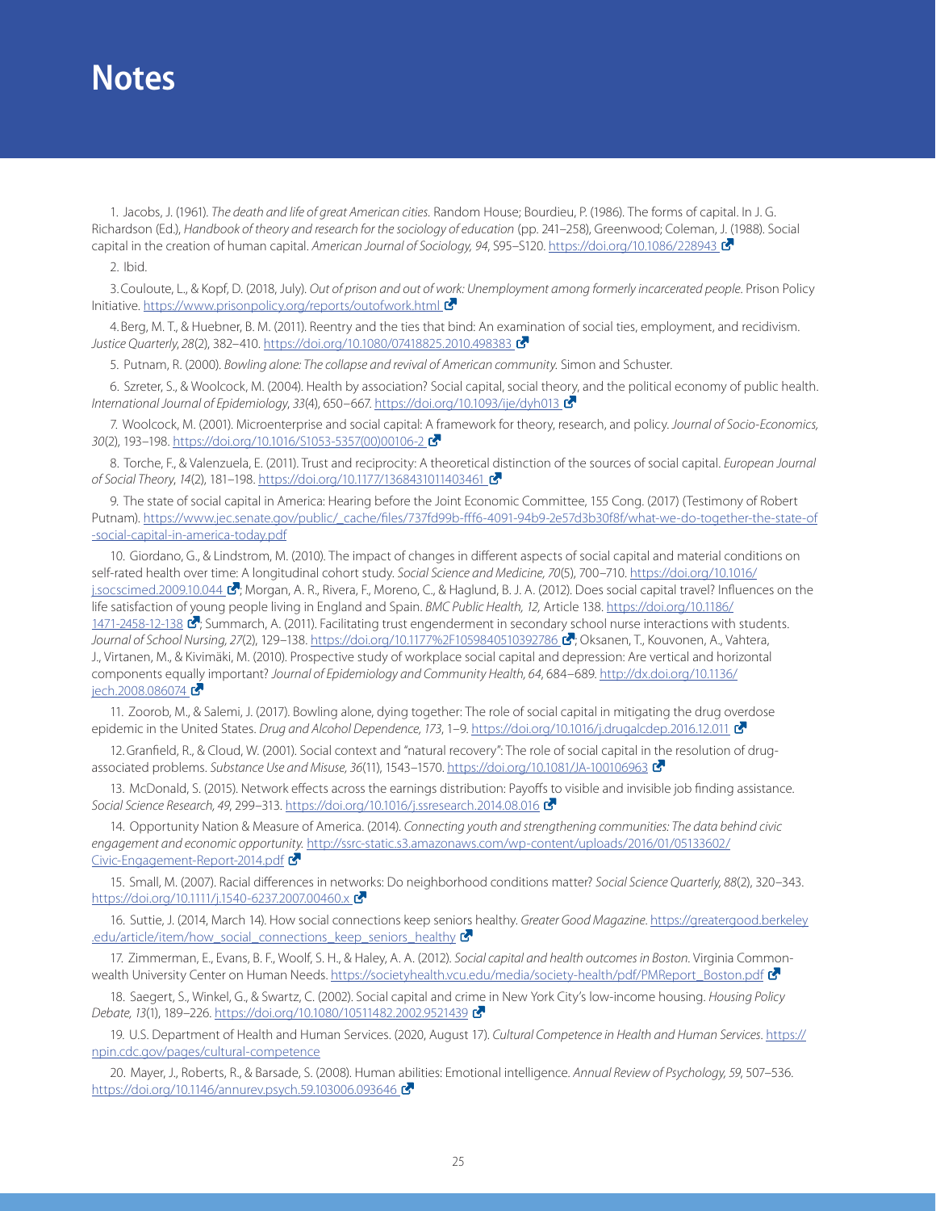# Notes

1. Jacobs, J. (1961). *The death and life of great American cities.* Random House; Bourdieu, P. (1986). The forms of capital. In J. G. Richardson (Ed.), *Handbook of theory and research for the sociology of education* (pp. 241–258), Greenwood; Coleman, J. (1988). Social capital in the creation of human capital. *American Journal of Sociology, 94*, S95–S120. https://doi.org/10.1086/228943

2. Ibid.

3. Couloute, L., & Kopf, D. (2018, July). *Out of prison and out of work: Unemployment among formerly incarcerated people*. Prison Policy Initiative. https://www.prisonpolicy.org/reports/outofwork.html

4. Berg, M. T., & Huebner, B. M. (2011). Reentry and the ties that bind: An examination of social ties, employment, and recidivism. *Justice Quarterly*, *28*(2), 382–410. https://doi.org/10.1080/07418825.2010.498383

5. Putnam, R. (2000). *Bowling alone: The collapse and revival of American community.* Simon and Schuster.

6. Szreter, S., & Woolcock, M. (2004). Health by association? Social capital, social theory, and the political economy of public health. *International Journal of Epidemiology*, *33*(4), 650–667. https://doi.org/10.1093/ije/dyh013

7. Woolcock, M. (2001). Microenterprise and social capital: A framework for theory, research, and policy. *Journal of Socio-Economics, 30*(2), 193–198. https://doi.org/10.1016/S1053-5357(00)00106-2

8. Torche, F., & Valenzuela, E. (2011). Trust and reciprocity: A theoretical distinction of the sources of social capital. *European Journal of Social Theory*, *14*(2), 181–198. https://doi.org/10.1177/1368431011403461

9. The state of social capital in America: Hearing before the Joint Economic Committee, 155 Cong. (2017) (Testimony of Robert Putnam). https://www.jec.senate.gov/public/_cache/files/737fd99b-fff6-4091-94b9-2e57d3b30f8f/what-we-do-together-the-state-of-social-capital-in-america-today.pdf

10. Giordano, G., & Lindstrom, M. (2010). The impact of changes in different aspects of social capital and material conditions on self-rated health over time: A longitudinal cohort study. *Social Science and Medicine, 70*(5), 700–710. https://doi.org/10.1016/j.socscimed.2009.10.044; Morgan, A. R., Rivera, F., Moreno, C., & Haglund, B. J. A. (2012). Does social capital travel? Influences on the life satisfaction of young people living in England and Spain. *BMC Public Health, 12,* Article 138. https://doi.org/10.1186/1471-2458-12-138; Summarch, A. (2011). Facilitating trust engenderment in secondary school nurse interactions with students. *Journal of School Nursing, 27*(2), 129–138. https://doi.org/10.1177%2F1059840510392786; Oksanen, T., Kouvonen, A., Vahtera, J., Virtanen, M., & Kivimäki, M. (2010). Prospective study of workplace social capital and depression: Are vertical and horizontal components equally important? *Journal of Epidemiology and Community Health, 64*, 684–689. http://dx.doi.org/10.1136/jech.2008.086074

11. Zoorob, M., & Salemi, J. (2017). Bowling alone, dying together: The role of social capital in mitigating the drug overdose epidemic in the United States. *Drug and Alcohol Dependence, 173*, 1–9. https://doi.org/10.1016/j.drugalcdep.2016.12.011

12. Granfield, R., & Cloud, W. (2001). Social context and "natural recovery": The role of social capital in the resolution of drug-associated problems. *Substance Use and Misuse, 36*(11), 1543–1570. https://doi.org/10.1081/JA-100106963

13. McDonald, S. (2015). Network effects across the earnings distribution: Payoffs to visible and invisible job finding assistance. *Social Science Research, 49*, 299–313. https://doi.org/10.1016/j.ssresearch.2014.08.016

14. Opportunity Nation & Measure of America. (2014). *Connecting youth and strengthening communities: The data behind civic engagement and economic opportunity.* http://ssrc-static.s3.amazonaws.com/wp-content/uploads/2016/01/05133602/Civic-Engagement-Report-2014.pdf

15. Small, M. (2007). Racial differences in networks: Do neighborhood conditions matter? *Social Science Quarterly, 88*(2), 320–343. https://doi.org/10.1111/j.1540-6237.2007.00460.x

16. Suttie, J. (2014, March 14). How social connections keep seniors healthy. *Greater Good Magazine*. https://greatergood.berkeley.edu/article/item/how_social_connections_keep_seniors_healthy

17. Zimmerman, E., Evans, B. F., Woolf, S. H., & Haley, A. A. (2012). *Social capital and health outcomes in Boston*. Virginia Commonwealth University Center on Human Needs. https://societyhealth.vcu.edu/media/society-health/pdf/PMReport_Boston.pdf

18. Saegert, S., Winkel, G., & Swartz, C. (2002). Social capital and crime in New York City's low-income housing. *Housing Policy Debate, 13*(1), 189–226. https://doi.org/10.1080/10511482.2002.9521439

19. U.S. Department of Health and Human Services. (2020, August 17). *Cultural Competence in Health and Human Services*. https://npin.cdc.gov/pages/cultural-competence

20. Mayer, J., Roberts, R., & Barsade, S. (2008). Human abilities: Emotional intelligence. *Annual Review of Psychology, 59*, 507–536. https://doi.org/10.1146/annurev.psych.59.103006.093646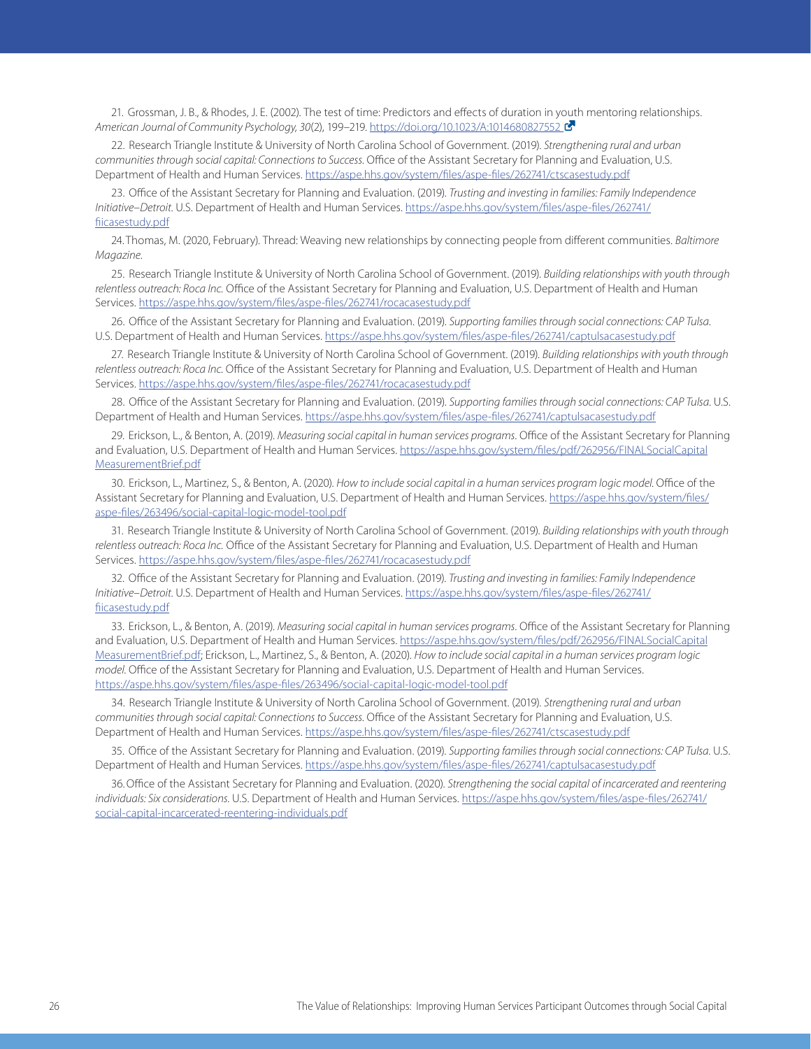21. Grossman, J. B., & Rhodes, J. E. (2002). The test of time: Predictors and effects of duration in youth mentoring relationships. *American Journal of Community Psychology, 30*(2), 199–219. https://doi.org/10.1023/A:1014680827552

22. Research Triangle Institute & University of North Carolina School of Government. (2019). *Strengthening rural and urban communities through social capital: Connections to Success*. Office of the Assistant Secretary for Planning and Evaluation, U.S. Department of Health and Human Services. https://aspe.hhs.gov/system/files/aspe-files/262741/ctscasestudy.pdf

23. Office of the Assistant Secretary for Planning and Evaluation. (2019). *Trusting and investing in families: Family Independence Initiative–Detroit*. U.S. Department of Health and Human Services. https://aspe.hhs.gov/system/files/aspe-files/262741/fiicasestudy.pdf

24. Thomas, M. (2020, February). Thread: Weaving new relationships by connecting people from different communities. *Baltimore Magazine*.

25. Research Triangle Institute & University of North Carolina School of Government. (2019). *Building relationships with youth through relentless outreach: Roca Inc.* Office of the Assistant Secretary for Planning and Evaluation, U.S. Department of Health and Human Services. https://aspe.hhs.gov/system/files/aspe-files/262741/rocacasestudy.pdf

26. Office of the Assistant Secretary for Planning and Evaluation. (2019). *Supporting families through social connections: CAP Tulsa*. U.S. Department of Health and Human Services. https://aspe.hhs.gov/system/files/aspe-files/262741/captulsacasestudy.pdf

27. Research Triangle Institute & University of North Carolina School of Government. (2019). *Building relationships with youth through relentless outreach: Roca Inc.* Office of the Assistant Secretary for Planning and Evaluation, U.S. Department of Health and Human Services. https://aspe.hhs.gov/system/files/aspe-files/262741/rocacasestudy.pdf

28. Office of the Assistant Secretary for Planning and Evaluation. (2019). *Supporting families through social connections: CAP Tulsa*. U.S. Department of Health and Human Services. https://aspe.hhs.gov/system/files/aspe-files/262741/captulsacasestudy.pdf

29. Erickson, L., & Benton, A. (2019). *Measuring social capital in human services programs*. Office of the Assistant Secretary for Planning and Evaluation, U.S. Department of Health and Human Services. https://aspe.hhs.gov/system/files/pdf/262956/FINALSocialCapitalMeasurementBrief.pdf

30. Erickson, L., Martinez, S., & Benton, A. (2020). *How to include social capital in a human services program logic model*. Office of the Assistant Secretary for Planning and Evaluation, U.S. Department of Health and Human Services. https://aspe.hhs.gov/system/files/aspe-files/263496/social-capital-logic-model-tool.pdf

31. Research Triangle Institute & University of North Carolina School of Government. (2019). *Building relationships with youth through relentless outreach: Roca Inc.* Office of the Assistant Secretary for Planning and Evaluation, U.S. Department of Health and Human Services. https://aspe.hhs.gov/system/files/aspe-files/262741/rocacasestudy.pdf

32. Office of the Assistant Secretary for Planning and Evaluation. (2019). *Trusting and investing in families: Family Independence Initiative–Detroit*. U.S. Department of Health and Human Services. https://aspe.hhs.gov/system/files/aspe-files/262741/fiicasestudy.pdf

33. Erickson, L., & Benton, A. (2019). *Measuring social capital in human services programs*. Office of the Assistant Secretary for Planning and Evaluation, U.S. Department of Health and Human Services. https://aspe.hhs.gov/system/files/pdf/262956/FINALSocialCapitalMeasurementBrief.pdf; Erickson, L., Martinez, S., & Benton, A. (2020). *How to include social capital in a human services program logic model*. Office of the Assistant Secretary for Planning and Evaluation, U.S. Department of Health and Human Services. https://aspe.hhs.gov/system/files/aspe-files/263496/social-capital-logic-model-tool.pdf

34. Research Triangle Institute & University of North Carolina School of Government. (2019). *Strengthening rural and urban communities through social capital: Connections to Success*. Office of the Assistant Secretary for Planning and Evaluation, U.S. Department of Health and Human Services. https://aspe.hhs.gov/system/files/aspe-files/262741/ctscasestudy.pdf

35. Office of the Assistant Secretary for Planning and Evaluation. (2019). *Supporting families through social connections: CAP Tulsa*. U.S. Department of Health and Human Services. https://aspe.hhs.gov/system/files/aspe-files/262741/captulsacasestudy.pdf

36. Office of the Assistant Secretary for Planning and Evaluation. (2020). *Strengthening the social capital of incarcerated and reentering individuals: Six considerations*. U.S. Department of Health and Human Services. https://aspe.hhs.gov/system/files/aspe-files/262741/social-capital-incarcerated-reentering-individuals.pdf